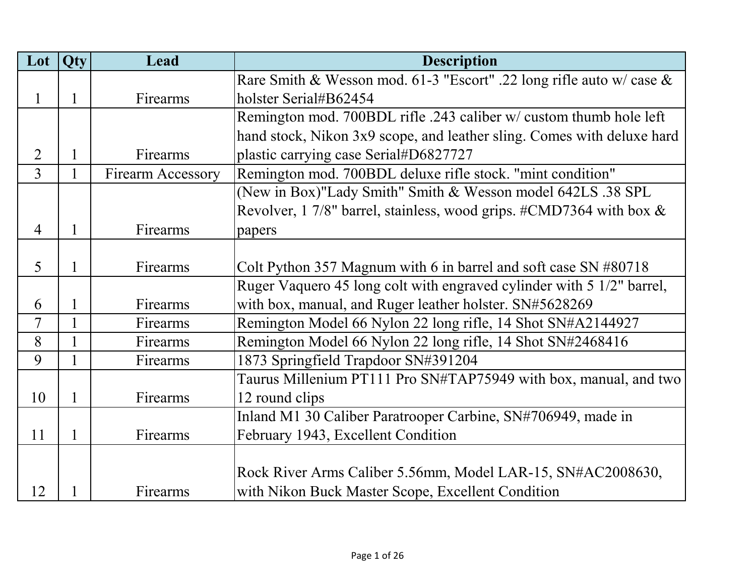| Lot | Qty | Lead | Description |
|---|---|---|---|
| 1 | 1 | Firearms | Rare Smith & Wesson mod. 61-3 "Escort" .22 long rifle auto w/ case & holster Serial#B62454 |
| 2 | 1 | Firearms | Remington mod. 700BDL rifle .243 caliber w/ custom thumb hole left hand stock, Nikon 3x9 scope, and leather sling. Comes with deluxe hard plastic carrying case Serial#D6827727 |
| 3 | 1 | Firearm Accessory | Remington mod. 700BDL deluxe rifle stock. "mint condition" |
| 4 | 1 | Firearms | (New in Box)"Lady Smith" Smith & Wesson model 642LS .38 SPL Revolver, 1 7/8" barrel, stainless, wood grips. #CMD7364 with box & papers |
| 5 | 1 | Firearms | Colt Python 357 Magnum with 6 in barrel and soft case SN #80718 |
| 6 | 1 | Firearms | Ruger Vaquero 45 long colt with engraved cylinder with 5 1/2" barrel, with box, manual, and Ruger leather holster. SN#5628269 |
| 7 | 1 | Firearms | Remington Model 66 Nylon 22 long rifle, 14 Shot SN#A2144927 |
| 8 | 1 | Firearms | Remington Model 66 Nylon 22 long rifle, 14 Shot SN#2468416 |
| 9 | 1 | Firearms | 1873 Springfield Trapdoor SN#391204 |
| 10 | 1 | Firearms | Taurus Millenium PT111 Pro SN#TAP75949 with box, manual, and two 12 round clips |
| 11 | 1 | Firearms | Inland M1 30 Caliber Paratrooper Carbine, SN#706949, made in February 1943, Excellent Condition |
| 12 | 1 | Firearms | Rock River Arms Caliber 5.56mm, Model LAR-15, SN#AC2008630, with Nikon Buck Master Scope, Excellent Condition |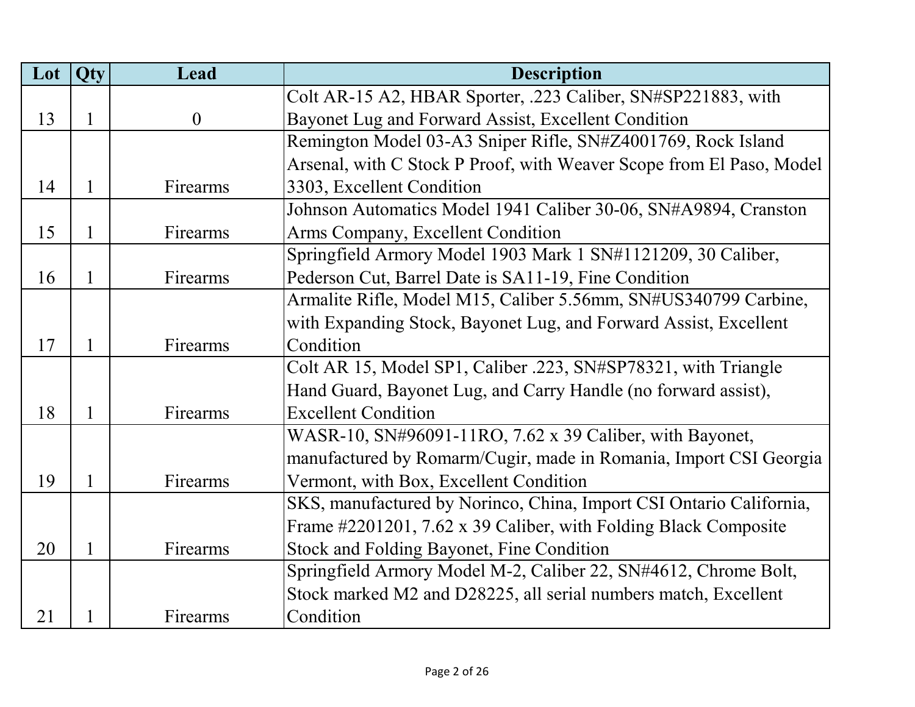| Lot | Qty | Lead | Description |
|---|---|---|---|
| 13 | 1 | 0 | Colt AR-15 A2, HBAR Sporter, .223 Caliber, SN#SP221883, with Bayonet Lug and Forward Assist, Excellent Condition |
| 14 | 1 | Firearms | Remington Model 03-A3 Sniper Rifle, SN#Z4001769, Rock Island Arsenal, with C Stock P Proof, with Weaver Scope from El Paso, Model 3303, Excellent Condition |
| 15 | 1 | Firearms | Johnson Automatics Model 1941 Caliber 30-06, SN#A9894, Cranston Arms Company, Excellent Condition |
| 16 | 1 | Firearms | Springfield Armory Model 1903 Mark 1 SN#1121209, 30 Caliber, Pederson Cut, Barrel Date is SA11-19, Fine Condition |
| 17 | 1 | Firearms | Armalite Rifle, Model M15, Caliber 5.56mm, SN#US340799 Carbine, with Expanding Stock, Bayonet Lug, and Forward Assist, Excellent Condition |
| 18 | 1 | Firearms | Colt AR 15, Model SP1, Caliber .223, SN#SP78321, with Triangle Hand Guard, Bayonet Lug, and Carry Handle (no forward assist), Excellent Condition |
| 19 | 1 | Firearms | WASR-10, SN#96091-11RO, 7.62 x 39 Caliber, with Bayonet, manufactured by Romarm/Cugir, made in Romania, Import CSI Georgia Vermont, with Box, Excellent Condition |
| 20 | 1 | Firearms | SKS, manufactured by Norinco, China, Import CSI Ontario California, Frame #2201201, 7.62 x 39 Caliber, with Folding Black Composite Stock and Folding Bayonet, Fine Condition |
| 21 | 1 | Firearms | Springfield Armory Model M-2, Caliber 22, SN#4612, Chrome Bolt, Stock marked M2 and D28225, all serial numbers match, Excellent Condition |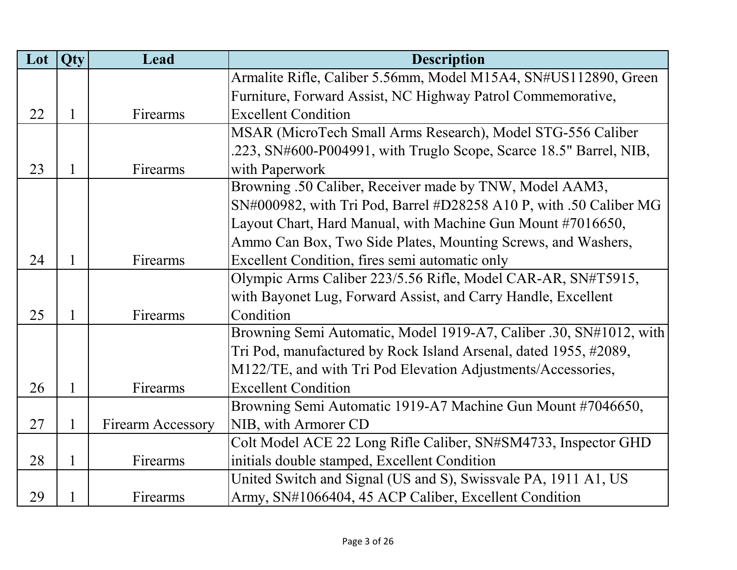| Lot | Qty | Lead | Description |
|---|---|---|---|
| 22 | 1 | Firearms | Armalite Rifle, Caliber 5.56mm, Model M15A4, SN#US112890, Green Furniture, Forward Assist, NC Highway Patrol Commemorative, Excellent Condition |
| 23 | 1 | Firearms | MSAR (MicroTech Small Arms Research), Model STG-556 Caliber .223, SN#600-P004991, with Truglo Scope, Scarce 18.5" Barrel, NIB, with Paperwork |
| 24 | 1 | Firearms | Browning .50 Caliber, Receiver made by TNW, Model AAM3, SN#000982, with Tri Pod, Barrel #D28258 A10 P, with .50 Caliber MG Layout Chart, Hard Manual, with Machine Gun Mount #7016650, Ammo Can Box, Two Side Plates, Mounting Screws, and Washers, Excellent Condition, fires semi automatic only |
| 25 | 1 | Firearms | Olympic Arms Caliber 223/5.56 Rifle, Model CAR-AR, SN#T5915, with Bayonet Lug, Forward Assist, and Carry Handle, Excellent Condition |
| 26 | 1 | Firearms | Browning Semi Automatic, Model 1919-A7, Caliber .30, SN#1012, with Tri Pod, manufactured by Rock Island Arsenal, dated 1955, #2089, M122/TE, and with Tri Pod Elevation Adjustments/Accessories, Excellent Condition |
| 27 | 1 | Firearm Accessory | Browning Semi Automatic 1919-A7 Machine Gun Mount #7046650, NIB, with Armorer CD |
| 28 | 1 | Firearms | Colt Model ACE 22 Long Rifle Caliber, SN#SM4733, Inspector GHD initials double stamped, Excellent Condition |
| 29 | 1 | Firearms | United Switch and Signal (US and S), Swissvale PA, 1911 A1, US Army, SN#1066404, 45 ACP Caliber, Excellent Condition |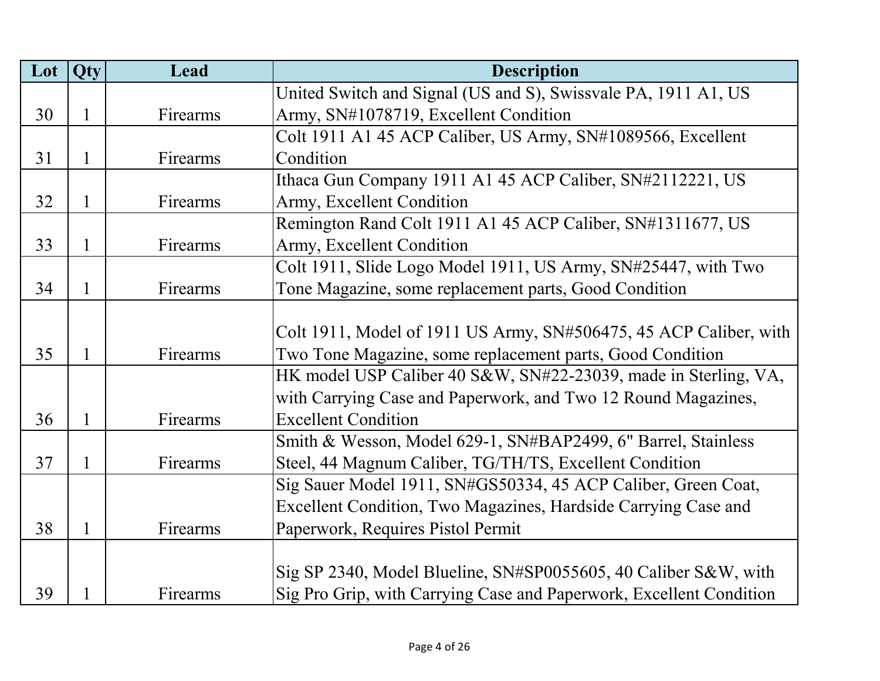| Lot | Qty | Lead | Description |
| --- | --- | --- | --- |
| 30 | 1 | Firearms | United Switch and Signal (US and S), Swissvale PA, 1911 A1, US Army, SN#1078719, Excellent Condition |
| 31 | 1 | Firearms | Colt 1911 A1 45 ACP Caliber, US Army, SN#1089566, Excellent Condition |
| 32 | 1 | Firearms | Ithaca Gun Company 1911 A1 45 ACP Caliber, SN#2112221, US Army, Excellent Condition |
| 33 | 1 | Firearms | Remington Rand Colt 1911 A1 45 ACP Caliber, SN#1311677, US Army, Excellent Condition |
| 34 | 1 | Firearms | Colt 1911, Slide Logo Model 1911, US Army, SN#25447, with Two Tone Magazine, some replacement parts, Good Condition |
| 35 | 1 | Firearms | Colt 1911, Model of 1911 US Army, SN#506475, 45 ACP Caliber, with Two Tone Magazine, some replacement parts, Good Condition |
| 36 | 1 | Firearms | HK model USP Caliber 40 S&W, SN#22-23039, made in Sterling, VA, with Carrying Case and Paperwork, and Two 12 Round Magazines, Excellent Condition |
| 37 | 1 | Firearms | Smith & Wesson, Model 629-1, SN#BAP2499, 6" Barrel, Stainless Steel, 44 Magnum Caliber, TG/TH/TS, Excellent Condition |
| 38 | 1 | Firearms | Sig Sauer Model 1911, SN#GS50334, 45 ACP Caliber, Green Coat, Excellent Condition, Two Magazines, Hardside Carrying Case and Paperwork, Requires Pistol Permit |
| 39 | 1 | Firearms | Sig SP 2340, Model Blueline, SN#SP0055605, 40 Caliber S&W, with Sig Pro Grip, with Carrying Case and Paperwork, Excellent Condition |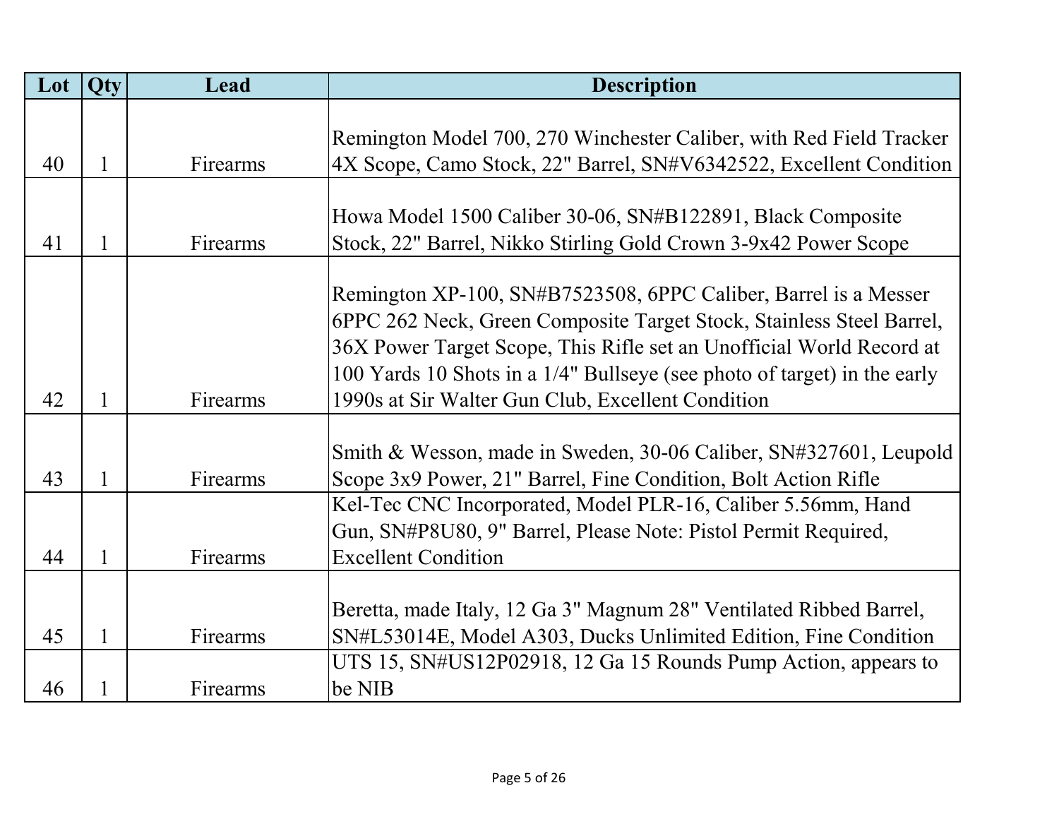| Lot | Qty | Lead | Description |
|---|---|---|---|
| 40 | 1 | Firearms | Remington Model 700, 270 Winchester Caliber, with Red Field Tracker 4X Scope, Camo Stock, 22" Barrel, SN#V6342522, Excellent Condition |
| 41 | 1 | Firearms | Howa Model 1500 Caliber 30-06, SN#B122891, Black Composite Stock, 22" Barrel, Nikko Stirling Gold Crown 3-9x42 Power Scope |
| 42 | 1 | Firearms | Remington XP-100, SN#B7523508, 6PPC Caliber, Barrel is a Messer 6PPC 262 Neck, Green Composite Target Stock, Stainless Steel Barrel, 36X Power Target Scope, This Rifle set an Unofficial World Record at 100 Yards 10 Shots in a 1/4" Bullseye (see photo of target) in the early 1990s at Sir Walter Gun Club, Excellent Condition |
| 43 | 1 | Firearms | Smith & Wesson, made in Sweden, 30-06 Caliber, SN#327601, Leupold Scope 3x9 Power, 21" Barrel, Fine Condition, Bolt Action Rifle |
| 44 | 1 | Firearms | Kel-Tec CNC Incorporated, Model PLR-16, Caliber 5.56mm, Hand Gun, SN#P8U80, 9" Barrel, Please Note: Pistol Permit Required, Excellent Condition |
| 45 | 1 | Firearms | Beretta, made Italy, 12 Ga 3" Magnum 28" Ventilated Ribbed Barrel, SN#L53014E, Model A303, Ducks Unlimited Edition, Fine Condition |
| 46 | 1 | Firearms | UTS 15, SN#US12P02918, 12 Ga 15 Rounds Pump Action, appears to be NIB |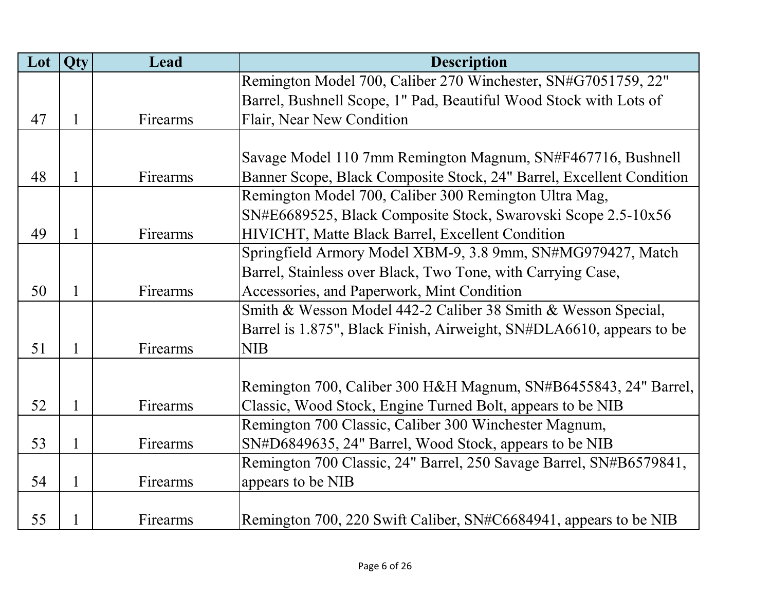| Lot | Qty | Lead | Description |
|---|---|---|---|
| 47 | 1 | Firearms | Remington Model 700, Caliber 270 Winchester, SN#G7051759, 22" Barrel, Bushnell Scope, 1" Pad, Beautiful Wood Stock with Lots of Flair, Near New Condition |
| 48 | 1 | Firearms | Savage Model 110 7mm Remington Magnum, SN#F467716, Bushnell Banner Scope, Black Composite Stock, 24" Barrel, Excellent Condition |
| 49 | 1 | Firearms | Remington Model 700, Caliber 300 Remington Ultra Mag, SN#E6689525, Black Composite Stock, Swarovski Scope 2.5-10x56 HIVICHT, Matte Black Barrel, Excellent Condition |
| 50 | 1 | Firearms | Springfield Armory Model XBM-9, 3.8 9mm, SN#MG979427, Match Barrel, Stainless over Black, Two Tone, with Carrying Case, Accessories, and Paperwork, Mint Condition |
| 51 | 1 | Firearms | Smith & Wesson Model 442-2 Caliber 38 Smith & Wesson Special, Barrel is 1.875", Black Finish, Airweight, SN#DLA6610, appears to be NIB |
| 52 | 1 | Firearms | Remington 700, Caliber 300 H&H Magnum, SN#B6455843, 24" Barrel, Classic, Wood Stock, Engine Turned Bolt, appears to be NIB |
| 53 | 1 | Firearms | Remington 700 Classic, Caliber 300 Winchester Magnum, SN#D6849635, 24" Barrel, Wood Stock, appears to be NIB |
| 54 | 1 | Firearms | Remington 700 Classic, 24" Barrel, 250 Savage Barrel, SN#B6579841, appears to be NIB |
| 55 | 1 | Firearms | Remington 700, 220 Swift Caliber, SN#C6684941, appears to be NIB |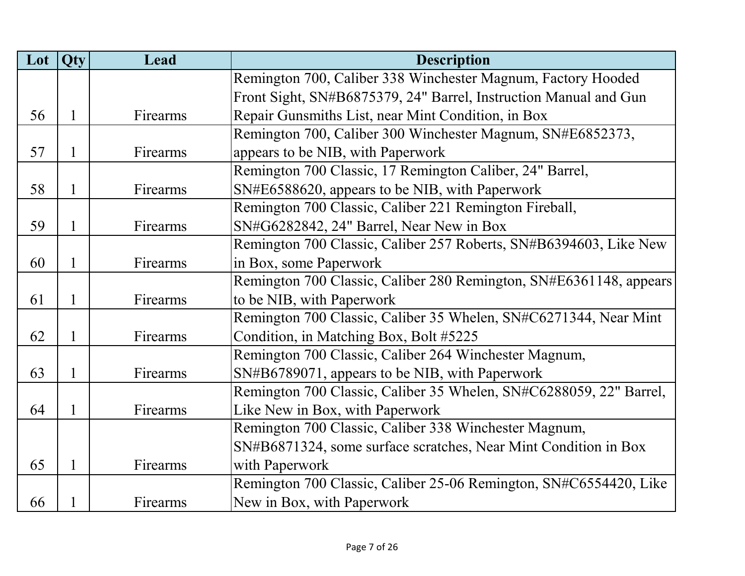| Lot | Qty | Lead | Description |
| --- | --- | --- | --- |
| 56 | 1 | Firearms | Remington 700, Caliber 338 Winchester Magnum, Factory Hooded Front Sight, SN#B6875379, 24" Barrel, Instruction Manual and Gun Repair Gunsmiths List, near Mint Condition, in Box |
| 57 | 1 | Firearms | Remington 700, Caliber 300 Winchester Magnum, SN#E6852373, appears to be NIB, with Paperwork |
| 58 | 1 | Firearms | Remington 700 Classic, 17 Remington Caliber, 24" Barrel, SN#E6588620, appears to be NIB, with Paperwork |
| 59 | 1 | Firearms | Remington 700 Classic, Caliber 221 Remington Fireball, SN#G6282842, 24" Barrel, Near New in Box |
| 60 | 1 | Firearms | Remington 700 Classic, Caliber 257 Roberts, SN#B6394603, Like New in Box, some Paperwork |
| 61 | 1 | Firearms | Remington 700 Classic, Caliber 280 Remington, SN#E6361148, appears to be NIB, with Paperwork |
| 62 | 1 | Firearms | Remington 700 Classic, Caliber 35 Whelen, SN#C6271344, Near Mint Condition, in Matching Box, Bolt #5225 |
| 63 | 1 | Firearms | Remington 700 Classic, Caliber 264 Winchester Magnum, SN#B6789071, appears to be NIB, with Paperwork |
| 64 | 1 | Firearms | Remington 700 Classic, Caliber 35 Whelen, SN#C6288059, 22" Barrel, Like New in Box, with Paperwork |
| 65 | 1 | Firearms | Remington 700 Classic, Caliber 338 Winchester Magnum, SN#B6871324, some surface scratches, Near Mint Condition in Box with Paperwork |
| 66 | 1 | Firearms | Remington 700 Classic, Caliber 25-06 Remington, SN#C6554420, Like New in Box, with Paperwork |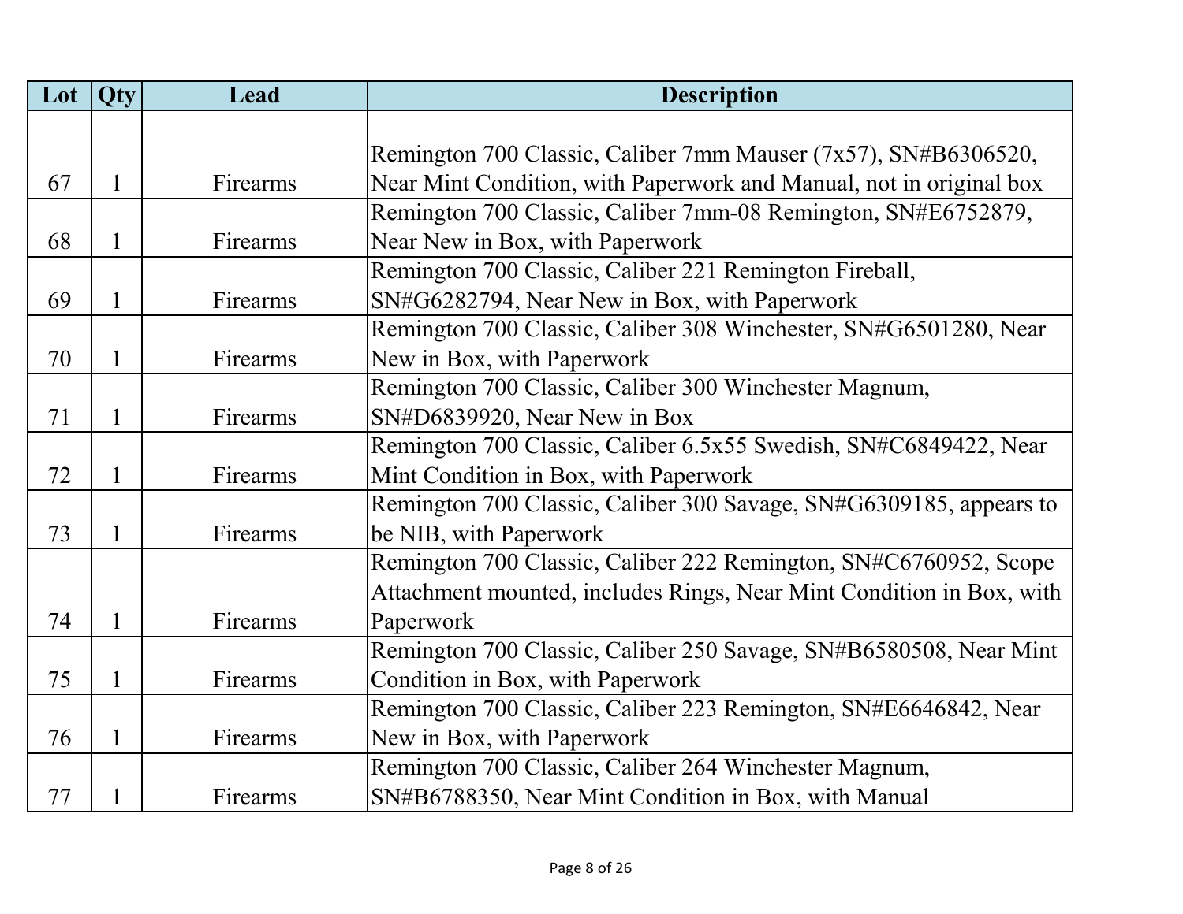| Lot | Qty | Lead | Description |
|---|---|---|---|
| 67 | 1 | Firearms | Remington 700 Classic, Caliber 7mm Mauser (7x57), SN#B6306520, Near Mint Condition, with Paperwork and Manual, not in original box |
| 68 | 1 | Firearms | Remington 700 Classic, Caliber 7mm-08 Remington, SN#E6752879, Near New in Box, with Paperwork |
| 69 | 1 | Firearms | Remington 700 Classic, Caliber 221 Remington Fireball, SN#G6282794, Near New in Box, with Paperwork |
| 70 | 1 | Firearms | Remington 700 Classic, Caliber 308 Winchester, SN#G6501280, Near New in Box, with Paperwork |
| 71 | 1 | Firearms | Remington 700 Classic, Caliber 300 Winchester Magnum, SN#D6839920, Near New in Box |
| 72 | 1 | Firearms | Remington 700 Classic, Caliber 6.5x55 Swedish, SN#C6849422, Near Mint Condition in Box, with Paperwork |
| 73 | 1 | Firearms | Remington 700 Classic, Caliber 300 Savage, SN#G6309185, appears to be NIB, with Paperwork |
| 74 | 1 | Firearms | Remington 700 Classic, Caliber 222 Remington, SN#C6760952, Scope Attachment mounted, includes Rings, Near Mint Condition in Box, with Paperwork |
| 75 | 1 | Firearms | Remington 700 Classic, Caliber 250 Savage, SN#B6580508, Near Mint Condition in Box, with Paperwork |
| 76 | 1 | Firearms | Remington 700 Classic, Caliber 223 Remington, SN#E6646842, Near New in Box, with Paperwork |
| 77 | 1 | Firearms | Remington 700 Classic, Caliber 264 Winchester Magnum, SN#B6788350, Near Mint Condition in Box, with Manual |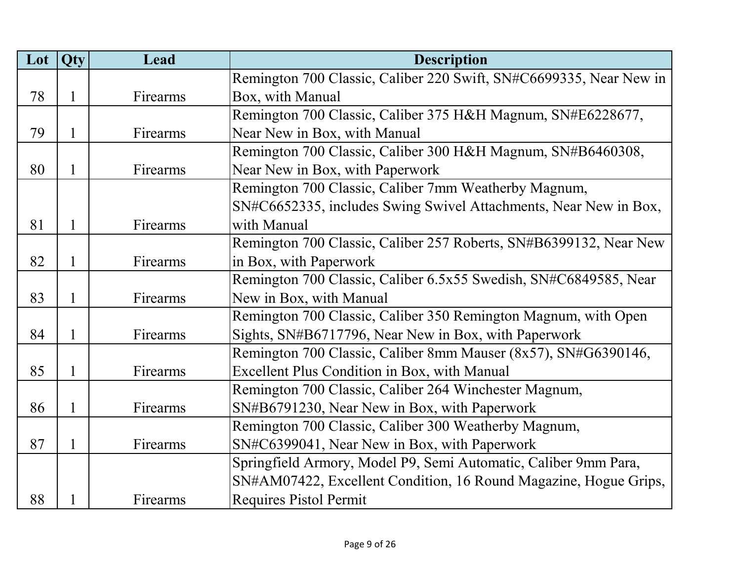| Lot | Qty | Lead | Description |
|---|---|---|---|
| 78 | 1 | Firearms | Remington 700 Classic, Caliber 220 Swift, SN#C6699335, Near New in Box, with Manual |
| 79 | 1 | Firearms | Remington 700 Classic, Caliber 375 H&H Magnum, SN#E6228677, Near New in Box, with Manual |
| 80 | 1 | Firearms | Remington 700 Classic, Caliber 300 H&H Magnum, SN#B6460308, Near New in Box, with Paperwork |
| 81 | 1 | Firearms | Remington 700 Classic, Caliber 7mm Weatherby Magnum, SN#C6652335, includes Swing Swivel Attachments, Near New in Box, with Manual |
| 82 | 1 | Firearms | Remington 700 Classic, Caliber 257 Roberts, SN#B6399132, Near New in Box, with Paperwork |
| 83 | 1 | Firearms | Remington 700 Classic, Caliber 6.5x55 Swedish, SN#C6849585, Near New in Box, with Manual |
| 84 | 1 | Firearms | Remington 700 Classic, Caliber 350 Remington Magnum, with Open Sights, SN#B6717796, Near New in Box, with Paperwork |
| 85 | 1 | Firearms | Remington 700 Classic, Caliber 8mm Mauser (8x57), SN#G6390146, Excellent Plus Condition in Box, with Manual |
| 86 | 1 | Firearms | Remington 700 Classic, Caliber 264 Winchester Magnum, SN#B6791230, Near New in Box, with Paperwork |
| 87 | 1 | Firearms | Remington 700 Classic, Caliber 300 Weatherby Magnum, SN#C6399041, Near New in Box, with Paperwork |
| 88 | 1 | Firearms | Springfield Armory, Model P9, Semi Automatic, Caliber 9mm Para, SN#AM07422, Excellent Condition, 16 Round Magazine, Hogue Grips, Requires Pistol Permit |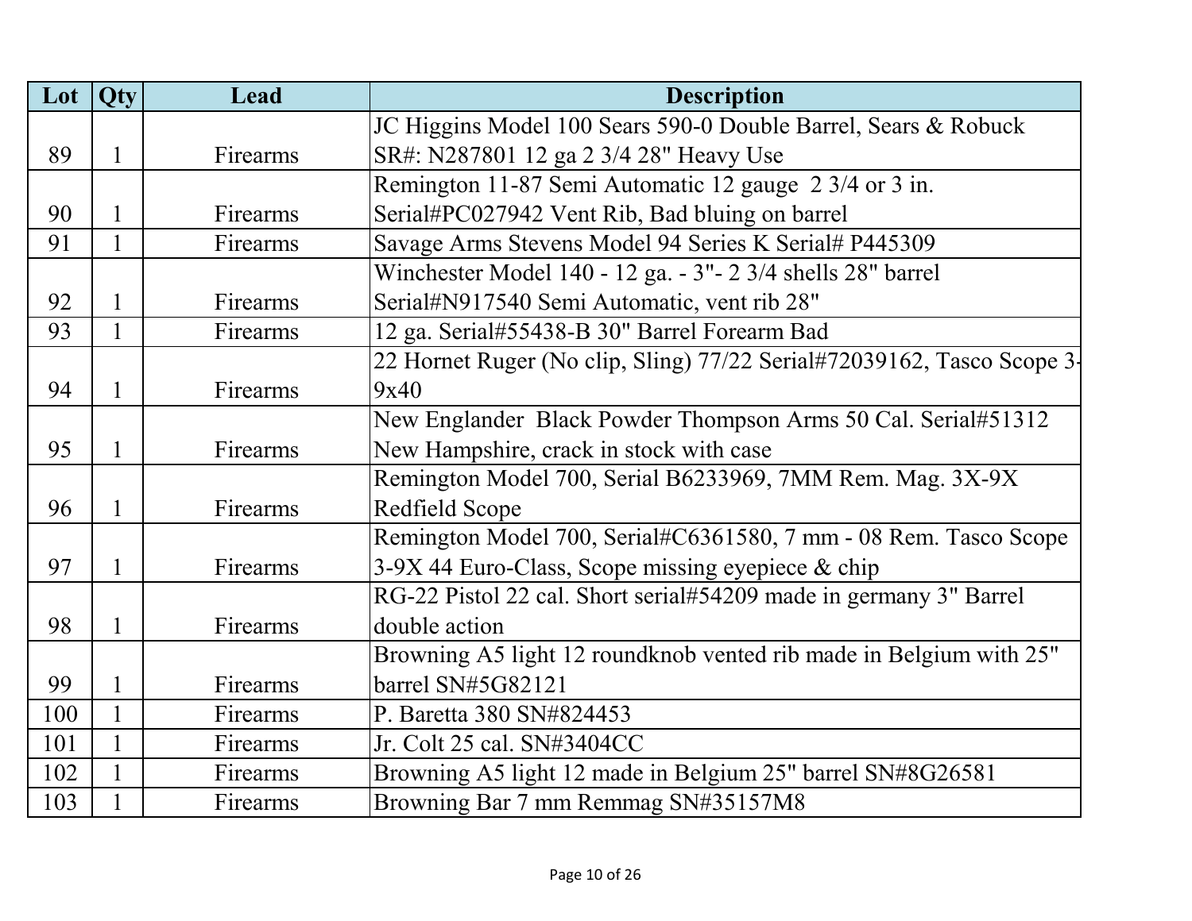| Lot | Qty | Lead | Description |
|---|---|---|---|
| 89 | 1 | Firearms | JC Higgins Model 100 Sears 590-0 Double Barrel, Sears & Robuck SR#: N287801 12 ga 2 3/4 28" Heavy Use |
| 90 | 1 | Firearms | Remington 11-87 Semi Automatic 12 gauge 2 3/4 or 3 in. Serial#PC027942 Vent Rib, Bad bluing on barrel |
| 91 | 1 | Firearms | Savage Arms Stevens Model 94 Series K Serial# P445309 |
| 92 | 1 | Firearms | Winchester Model 140 - 12 ga. - 3"- 2 3/4 shells 28" barrel Serial#N917540 Semi Automatic, vent rib 28" |
| 93 | 1 | Firearms | 12 ga. Serial#55438-B 30" Barrel Forearm Bad |
| 94 | 1 | Firearms | 22 Hornet Ruger (No clip, Sling) 77/22 Serial#72039162, Tasco Scope 3-9x40 |
| 95 | 1 | Firearms | New Englander Black Powder Thompson Arms 50 Cal. Serial#51312 New Hampshire, crack in stock with case |
| 96 | 1 | Firearms | Remington Model 700, Serial B6233969, 7MM Rem. Mag. 3X-9X Redfield Scope |
| 97 | 1 | Firearms | Remington Model 700, Serial#C6361580, 7 mm - 08 Rem. Tasco Scope 3-9X 44 Euro-Class, Scope missing eyepiece & chip |
| 98 | 1 | Firearms | RG-22 Pistol 22 cal. Short serial#54209 made in germany 3" Barrel double action |
| 99 | 1 | Firearms | Browning A5 light 12 roundknob vented rib made in Belgium with 25" barrel SN#5G82121 |
| 100 | 1 | Firearms | P. Baretta 380 SN#824453 |
| 101 | 1 | Firearms | Jr. Colt 25 cal. SN#3404CC |
| 102 | 1 | Firearms | Browning A5 light 12 made in Belgium 25" barrel SN#8G26581 |
| 103 | 1 | Firearms | Browning Bar 7 mm Remmag SN#35157M8 |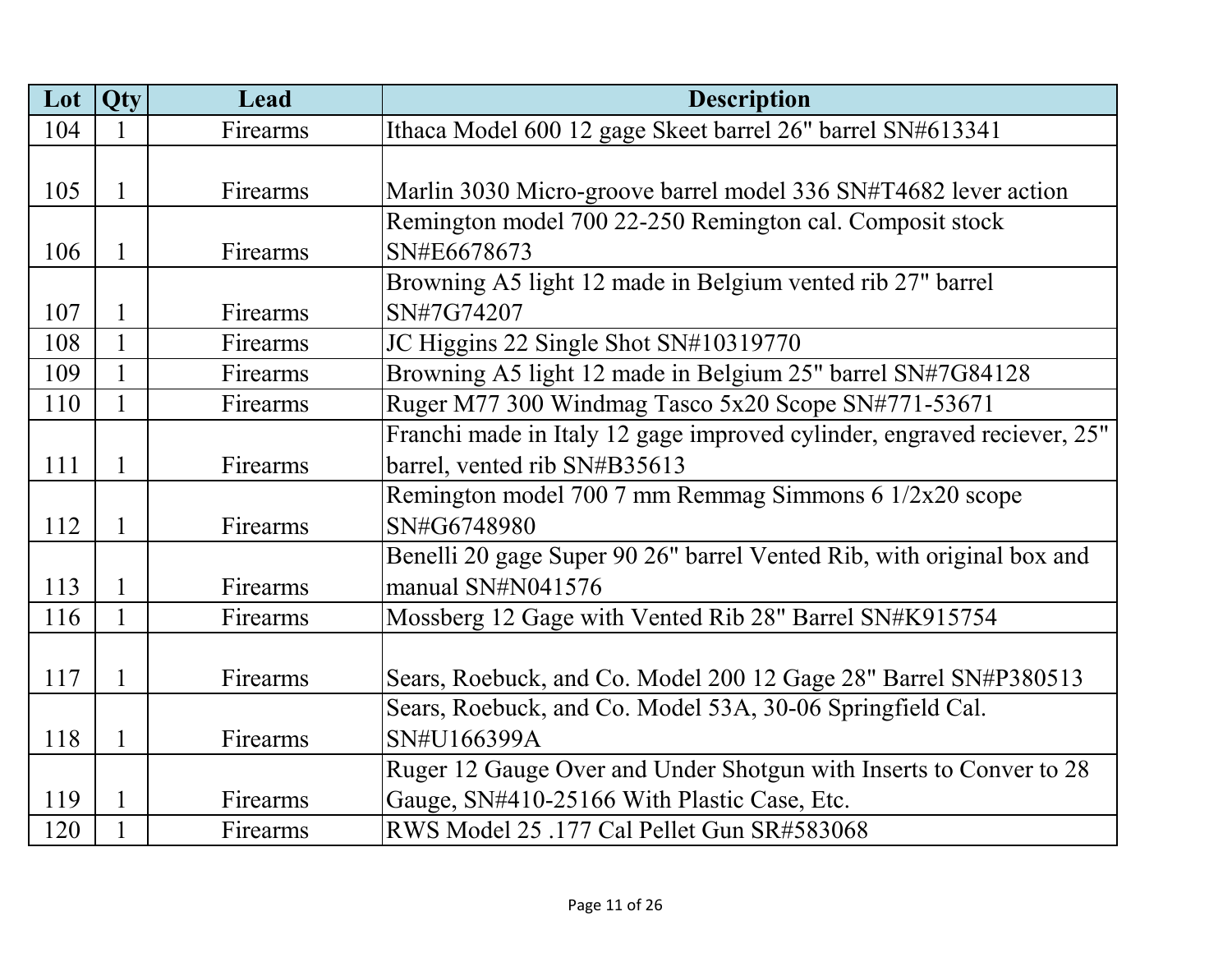| Lot | Qty | Lead | Description |
|---|---|---|---|
| 104 | 1 | Firearms | Ithaca Model 600 12 gage Skeet barrel 26" barrel SN#613341 |
| 105 | 1 | Firearms | Marlin 3030 Micro-groove barrel model 336 SN#T4682 lever action |
| 106 | 1 | Firearms | Remington model 700 22-250 Remington cal. Composit stock SN#E6678673 |
| 107 | 1 | Firearms | Browning A5 light 12 made in Belgium vented rib 27" barrel SN#7G74207 |
| 108 | 1 | Firearms | JC Higgins 22 Single Shot SN#10319770 |
| 109 | 1 | Firearms | Browning A5 light 12 made in Belgium 25" barrel SN#7G84128 |
| 110 | 1 | Firearms | Ruger M77 300 Windmag Tasco 5x20 Scope SN#771-53671 |
| 111 | 1 | Firearms | Franchi made in Italy 12 gage improved cylinder, engraved reciever, 25" barrel, vented rib SN#B35613 |
| 112 | 1 | Firearms | Remington model 700 7 mm Remmag Simmons 6 1/2x20 scope SN#G6748980 |
| 113 | 1 | Firearms | Benelli 20 gage Super 90 26" barrel Vented Rib, with original box and manual SN#N041576 |
| 116 | 1 | Firearms | Mossberg 12 Gage with Vented Rib 28" Barrel SN#K915754 |
| 117 | 1 | Firearms | Sears, Roebuck, and Co. Model 200 12 Gage 28" Barrel SN#P380513 |
| 118 | 1 | Firearms | Sears, Roebuck, and Co. Model 53A, 30-06 Springfield Cal. SN#U166399A |
| 119 | 1 | Firearms | Ruger 12 Gauge Over and Under Shotgun with Inserts to Conver to 28 Gauge, SN#410-25166 With Plastic Case, Etc. |
| 120 | 1 | Firearms | RWS Model 25 .177 Cal Pellet Gun SR#583068 |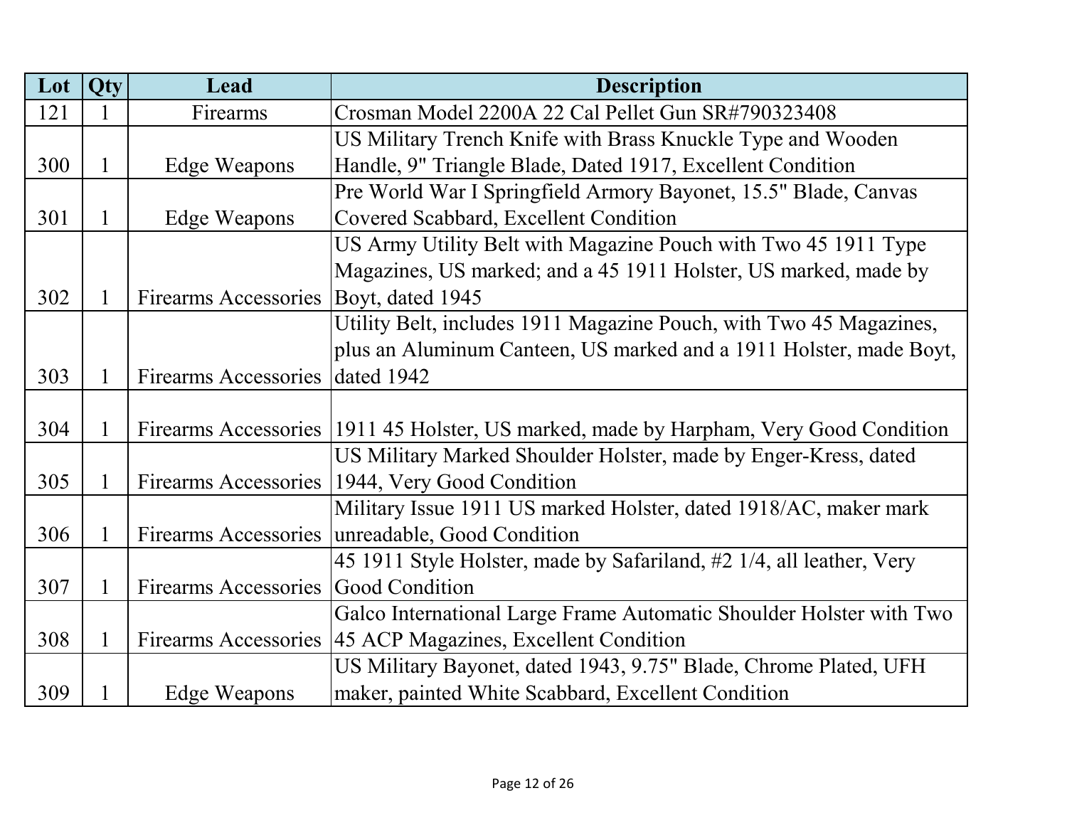| Lot | Qty | Lead | Description |
|---|---|---|---|
| 121 | 1 | Firearms | Crosman Model 2200A 22 Cal Pellet Gun SR#790323408 |
| 300 | 1 | Edge Weapons | US Military Trench Knife with Brass Knuckle Type and Wooden Handle, 9" Triangle Blade, Dated 1917, Excellent Condition |
| 301 | 1 | Edge Weapons | Pre World War I Springfield Armory Bayonet, 15.5" Blade, Canvas Covered Scabbard, Excellent Condition |
| 302 | 1 | Firearms Accessories | US Army Utility Belt with Magazine Pouch with Two 45 1911 Type Magazines, US marked; and a 45 1911 Holster, US marked, made by Boyt, dated 1945 |
| 303 | 1 | Firearms Accessories | Utility Belt, includes 1911 Magazine Pouch, with Two 45 Magazines, plus an Aluminum Canteen, US marked and a 1911 Holster, made Boyt, dated 1942 |
| 304 | 1 | Firearms Accessories | 1911 45 Holster, US marked, made by Harpham, Very Good Condition |
| 305 | 1 | Firearms Accessories | US Military Marked Shoulder Holster, made by Enger-Kress, dated 1944, Very Good Condition |
| 306 | 1 | Firearms Accessories | Military Issue 1911 US marked Holster, dated 1918/AC, maker mark unreadable, Good Condition |
| 307 | 1 | Firearms Accessories | 45 1911 Style Holster, made by Safariland, #2 1/4, all leather, Very Good Condition |
| 308 | 1 | Firearms Accessories | Galco International Large Frame Automatic Shoulder Holster with Two 45 ACP Magazines, Excellent Condition |
| 309 | 1 | Edge Weapons | US Military Bayonet, dated 1943, 9.75" Blade, Chrome Plated, UFH maker, painted White Scabbard, Excellent Condition |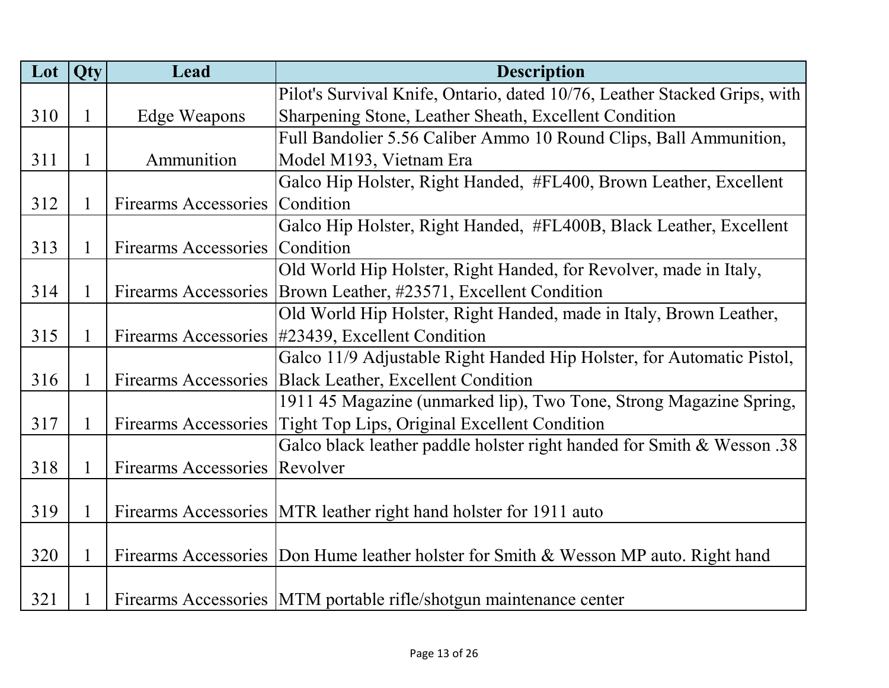| Lot | Qty | Lead | Description |
|---|---|---|---|
| 310 | 1 | Edge Weapons | Pilot's Survival Knife, Ontario, dated 10/76, Leather Stacked Grips, with Sharpening Stone, Leather Sheath, Excellent Condition |
| 311 | 1 | Ammunition | Full Bandolier 5.56 Caliber Ammo 10 Round Clips, Ball Ammunition, Model M193, Vietnam Era |
| 312 | 1 | Firearms Accessories | Galco Hip Holster, Right Handed,  #FL400, Brown Leather, Excellent Condition |
| 313 | 1 | Firearms Accessories | Galco Hip Holster, Right Handed,  #FL400B, Black Leather, Excellent Condition |
| 314 | 1 | Firearms Accessories | Old World Hip Holster, Right Handed, for Revolver, made in Italy, Brown Leather, #23571, Excellent Condition |
| 315 | 1 | Firearms Accessories | Old World Hip Holster, Right Handed, made in Italy, Brown Leather, #23439, Excellent Condition |
| 316 | 1 | Firearms Accessories | Galco 11/9 Adjustable Right Handed Hip Holster, for Automatic Pistol, Black Leather, Excellent Condition |
| 317 | 1 | Firearms Accessories | 1911 45 Magazine (unmarked lip), Two Tone, Strong Magazine Spring, Tight Top Lips, Original Excellent Condition |
| 318 | 1 | Firearms Accessories | Galco black leather paddle holster right handed for Smith & Wesson .38 Revolver |
| 319 | 1 | Firearms Accessories | MTR leather right hand holster for 1911 auto |
| 320 | 1 | Firearms Accessories | Don Hume leather holster for Smith & Wesson MP auto. Right hand |
| 321 | 1 | Firearms Accessories | MTM portable rifle/shotgun maintenance center |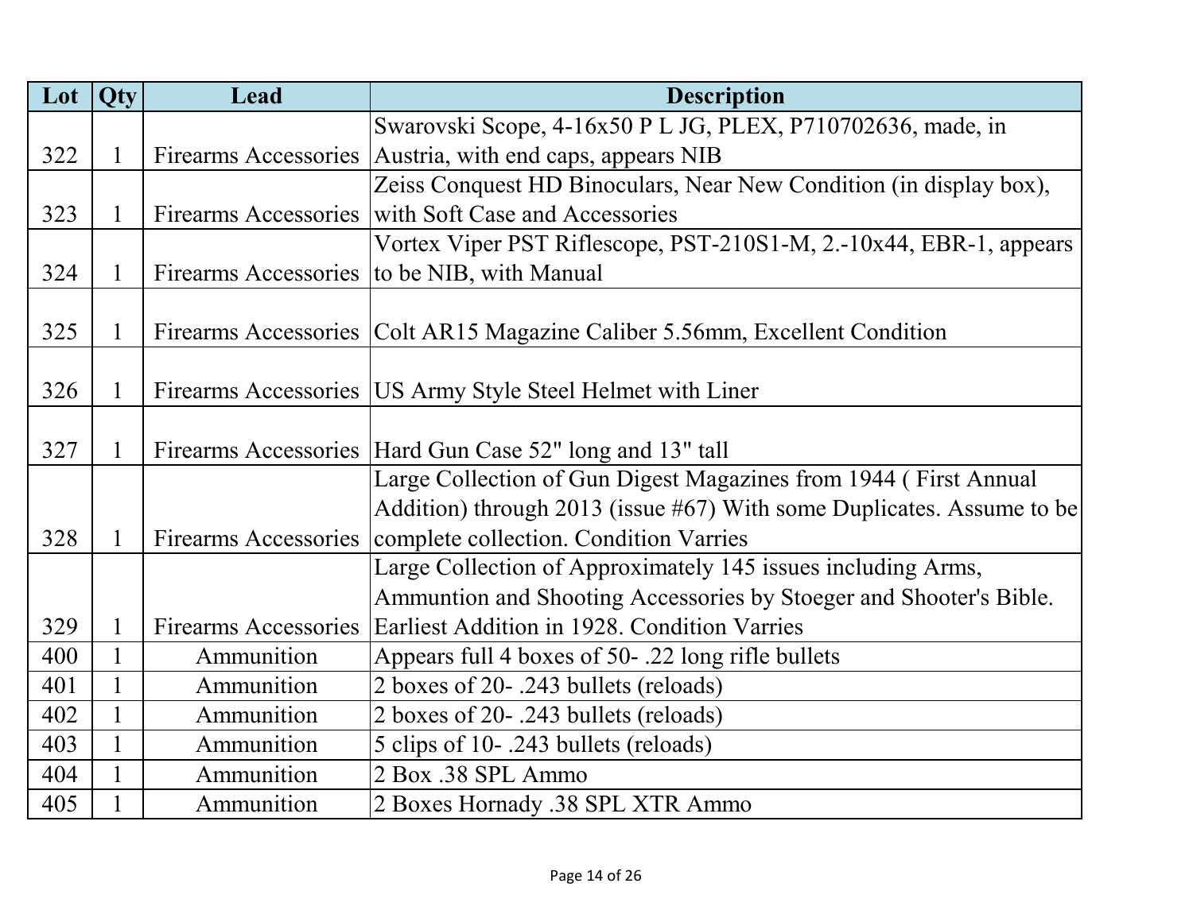| Lot | Qty | Lead | Description |
|---|---|---|---|
| 322 | 1 | Firearms Accessories | Swarovski Scope, 4-16x50 P L JG, PLEX, P710702636, made, in Austria, with end caps, appears NIB |
| 323 | 1 | Firearms Accessories | Zeiss Conquest HD Binoculars, Near New Condition (in display box), with Soft Case and Accessories |
| 324 | 1 | Firearms Accessories | Vortex Viper PST Riflescope, PST-210S1-M, 2.-10x44, EBR-1, appears to be NIB, with Manual |
| 325 | 1 | Firearms Accessories | Colt AR15 Magazine Caliber 5.56mm, Excellent Condition |
| 326 | 1 | Firearms Accessories | US Army Style Steel Helmet with Liner |
| 327 | 1 | Firearms Accessories | Hard Gun Case 52" long and 13" tall |
| 328 | 1 | Firearms Accessories | Large Collection of Gun Digest Magazines from 1944 ( First Annual Addition) through 2013 (issue #67) With some Duplicates. Assume to be complete collection. Condition Varries |
| 329 | 1 | Firearms Accessories | Large Collection of Approximately 145 issues including Arms, Ammuntion and Shooting Accessories by Stoeger and Shooter's Bible. Earliest Addition in 1928. Condition Varries |
| 400 | 1 | Ammunition | Appears full 4 boxes of 50- .22 long rifle bullets |
| 401 | 1 | Ammunition | 2 boxes of 20- .243 bullets (reloads) |
| 402 | 1 | Ammunition | 2 boxes of 20- .243 bullets (reloads) |
| 403 | 1 | Ammunition | 5 clips of 10- .243 bullets (reloads) |
| 404 | 1 | Ammunition | 2 Box .38 SPL Ammo |
| 405 | 1 | Ammunition | 2 Boxes Hornady .38 SPL XTR Ammo |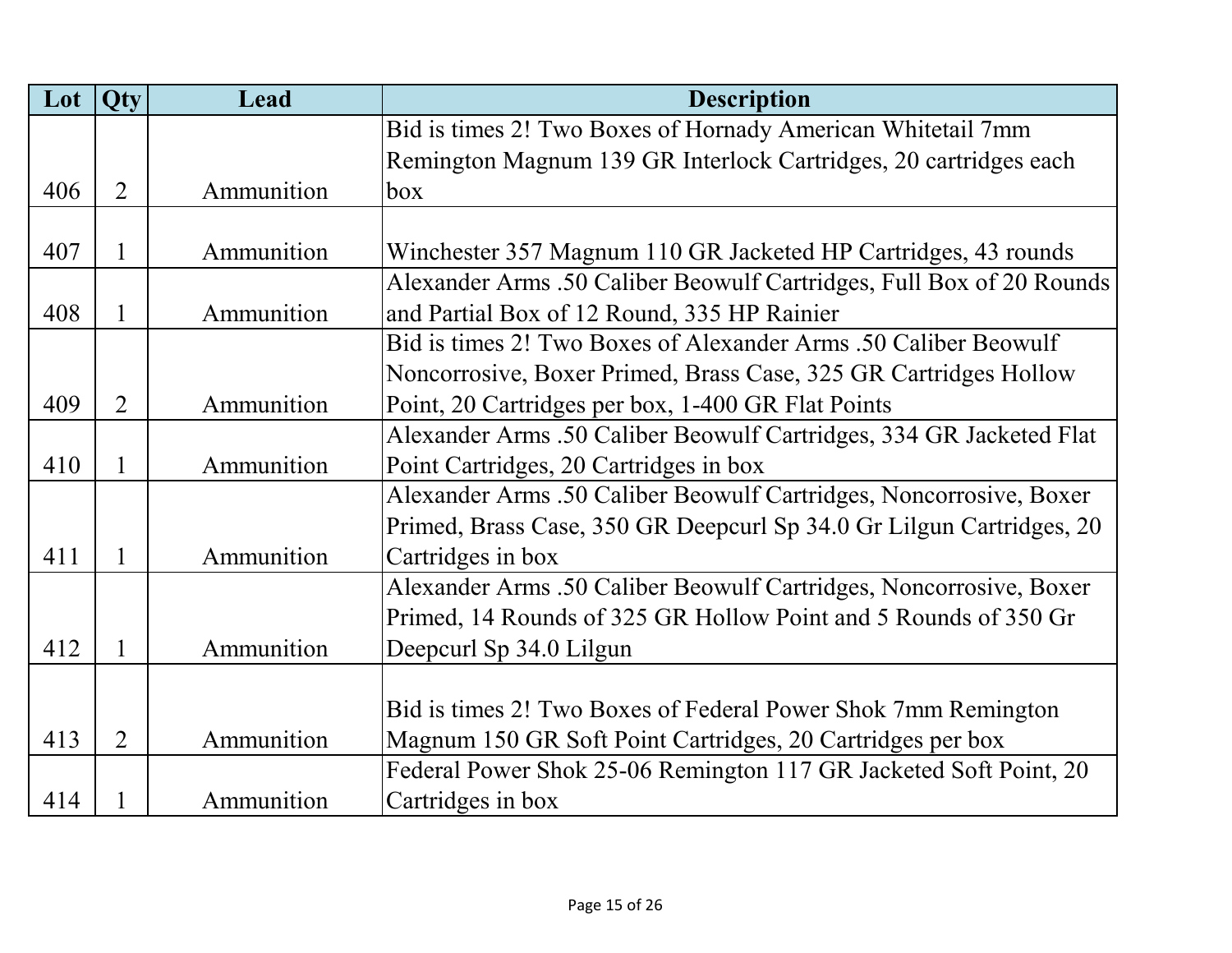| Lot | Qty | Lead | Description |
|---|---|---|---|
| 406 | 2 | Ammunition | Bid is times 2! Two Boxes of Hornady American Whitetail 7mm Remington Magnum 139 GR Interlock Cartridges, 20 cartridges each box |
| 407 | 1 | Ammunition | Winchester 357 Magnum 110 GR Jacketed HP Cartridges, 43 rounds |
| 408 | 1 | Ammunition | Alexander Arms .50 Caliber Beowulf Cartridges, Full Box of 20 Rounds and Partial Box of 12 Round, 335 HP Rainier |
| 409 | 2 | Ammunition | Bid is times 2! Two Boxes of Alexander Arms .50 Caliber Beowulf Noncorrosive, Boxer Primed, Brass Case, 325 GR Cartridges Hollow Point, 20 Cartridges per box, 1-400 GR Flat Points |
| 410 | 1 | Ammunition | Alexander Arms .50 Caliber Beowulf Cartridges, 334 GR Jacketed Flat Point Cartridges, 20 Cartridges in box |
| 411 | 1 | Ammunition | Alexander Arms .50 Caliber Beowulf Cartridges, Noncorrosive, Boxer Primed, Brass Case, 350 GR Deepcurl Sp 34.0 Gr Lilgun Cartridges, 20 Cartridges in box |
| 412 | 1 | Ammunition | Alexander Arms .50 Caliber Beowulf Cartridges, Noncorrosive, Boxer Primed, 14 Rounds of 325 GR Hollow Point and 5 Rounds of 350 Gr Deepcurl Sp 34.0 Lilgun |
| 413 | 2 | Ammunition | Bid is times 2! Two Boxes of Federal Power Shok 7mm Remington Magnum 150 GR Soft Point Cartridges, 20 Cartridges per box |
| 414 | 1 | Ammunition | Federal Power Shok 25-06 Remington 117 GR Jacketed Soft Point, 20 Cartridges in box |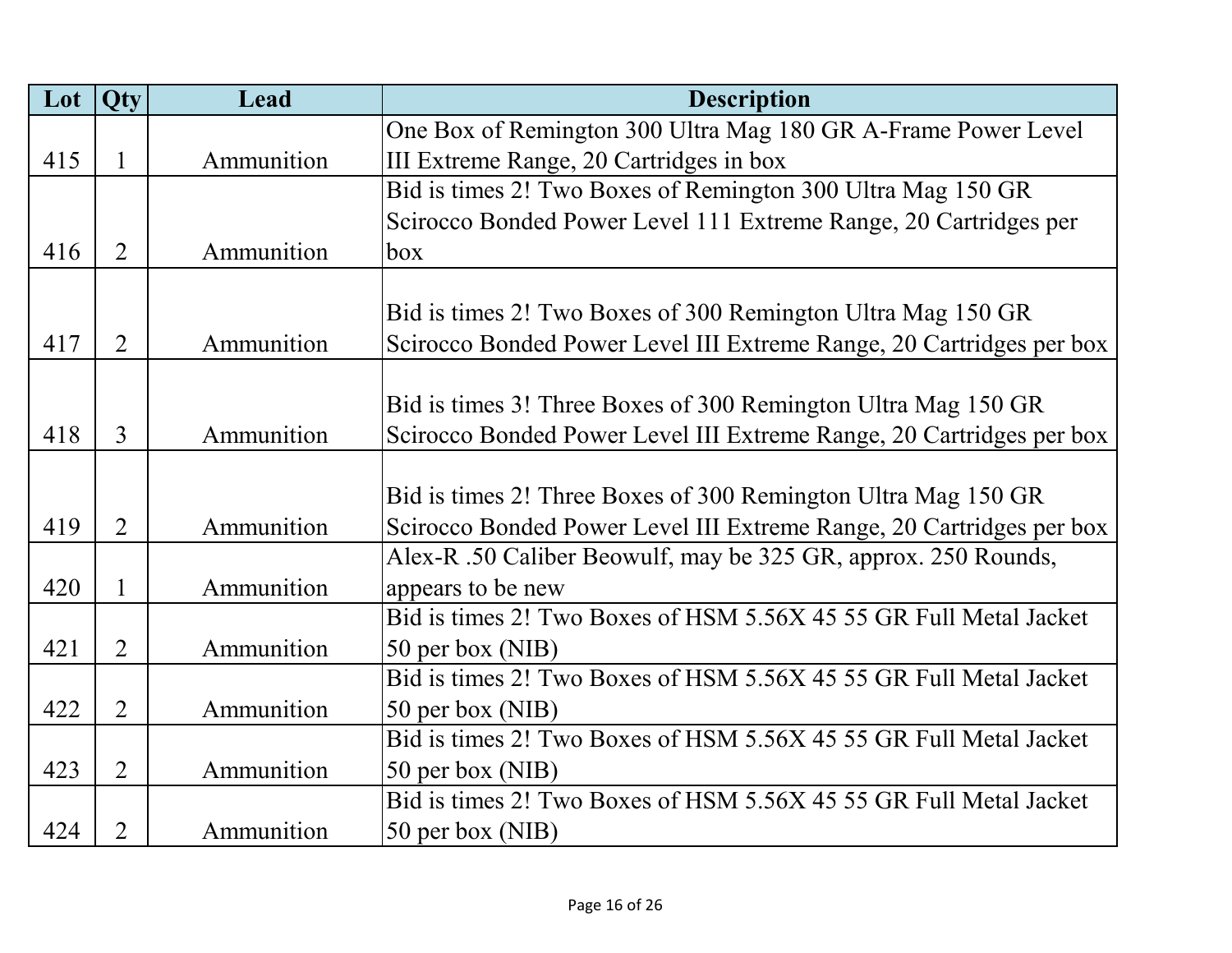| Lot | Qty | Lead | Description |
| --- | --- | --- | --- |
| 415 | 1 | Ammunition | One Box of Remington 300 Ultra Mag 180 GR A-Frame Power Level III Extreme Range, 20 Cartridges in box |
| 416 | 2 | Ammunition | Bid is times 2! Two Boxes of Remington 300 Ultra Mag 150 GR Scirocco Bonded Power Level 111 Extreme Range, 20 Cartridges per box |
| 417 | 2 | Ammunition | Bid is times 2! Two Boxes of 300 Remington Ultra Mag 150 GR Scirocco Bonded Power Level III Extreme Range, 20 Cartridges per box |
| 418 | 3 | Ammunition | Bid is times 3! Three Boxes of 300 Remington Ultra Mag 150 GR Scirocco Bonded Power Level III Extreme Range, 20 Cartridges per box |
| 419 | 2 | Ammunition | Bid is times 2! Three Boxes of 300 Remington Ultra Mag 150 GR Scirocco Bonded Power Level III Extreme Range, 20 Cartridges per box |
| 420 | 1 | Ammunition | Alex-R .50 Caliber Beowulf, may be 325 GR, approx. 250 Rounds, appears to be new |
| 421 | 2 | Ammunition | Bid is times 2! Two Boxes of HSM 5.56X 45 55 GR Full Metal Jacket 50 per box (NIB) |
| 422 | 2 | Ammunition | Bid is times 2! Two Boxes of HSM 5.56X 45 55 GR Full Metal Jacket 50 per box (NIB) |
| 423 | 2 | Ammunition | Bid is times 2! Two Boxes of HSM 5.56X 45 55 GR Full Metal Jacket 50 per box (NIB) |
| 424 | 2 | Ammunition | Bid is times 2! Two Boxes of HSM 5.56X 45 55 GR Full Metal Jacket 50 per box (NIB) |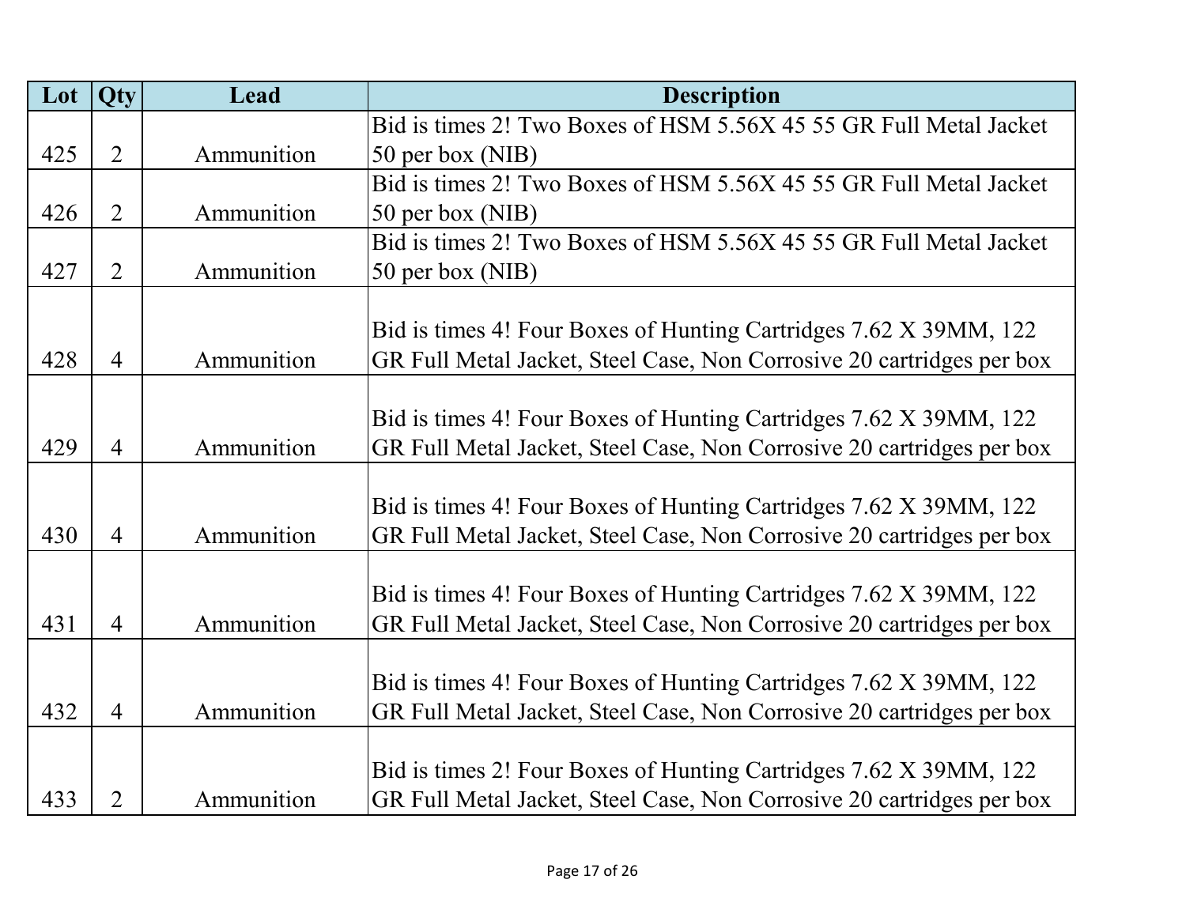| Lot | Qty | Lead | Description |
|---|---|---|---|
| 425 | 2 | Ammunition | Bid is times 2! Two Boxes of HSM 5.56X 45 55 GR Full Metal Jacket 50 per box (NIB) |
| 426 | 2 | Ammunition | Bid is times 2! Two Boxes of HSM 5.56X 45 55 GR Full Metal Jacket 50 per box (NIB) |
| 427 | 2 | Ammunition | Bid is times 2! Two Boxes of HSM 5.56X 45 55 GR Full Metal Jacket 50 per box (NIB) |
| 428 | 4 | Ammunition | Bid is times 4! Four Boxes of Hunting Cartridges 7.62 X 39MM, 122 GR Full Metal Jacket, Steel Case, Non Corrosive 20 cartridges per box |
| 429 | 4 | Ammunition | Bid is times 4! Four Boxes of Hunting Cartridges 7.62 X 39MM, 122 GR Full Metal Jacket, Steel Case, Non Corrosive 20 cartridges per box |
| 430 | 4 | Ammunition | Bid is times 4! Four Boxes of Hunting Cartridges 7.62 X 39MM, 122 GR Full Metal Jacket, Steel Case, Non Corrosive 20 cartridges per box |
| 431 | 4 | Ammunition | Bid is times 4! Four Boxes of Hunting Cartridges 7.62 X 39MM, 122 GR Full Metal Jacket, Steel Case, Non Corrosive 20 cartridges per box |
| 432 | 4 | Ammunition | Bid is times 4! Four Boxes of Hunting Cartridges 7.62 X 39MM, 122 GR Full Metal Jacket, Steel Case, Non Corrosive 20 cartridges per box |
| 433 | 2 | Ammunition | Bid is times 2! Four Boxes of Hunting Cartridges 7.62 X 39MM, 122 GR Full Metal Jacket, Steel Case, Non Corrosive 20 cartridges per box |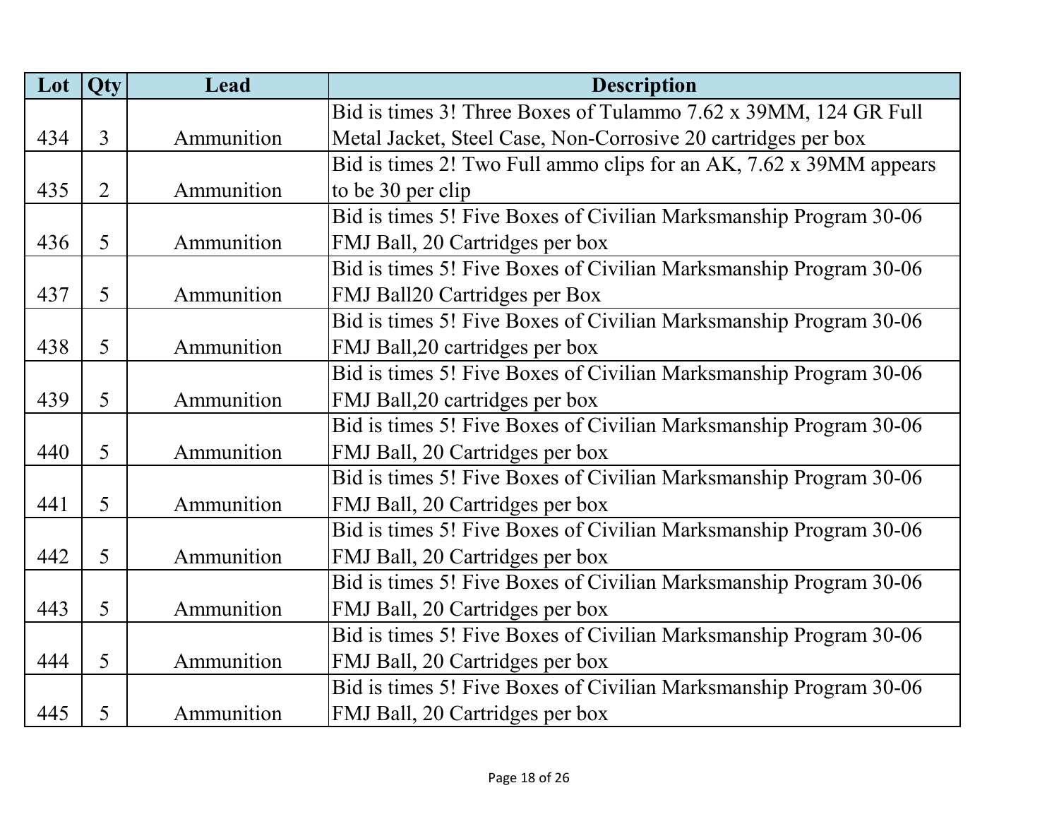| Lot | Qty | Lead | Description |
|---|---|---|---|
| 434 | 3 | Ammunition | Bid is times 3! Three Boxes of Tulammo 7.62 x 39MM, 124 GR Full Metal Jacket, Steel Case, Non-Corrosive 20 cartridges per box |
| 435 | 2 | Ammunition | Bid is times 2! Two Full ammo clips for an AK, 7.62 x 39MM appears to be 30 per clip |
| 436 | 5 | Ammunition | Bid is times 5! Five Boxes of Civilian Marksmanship Program 30-06 FMJ Ball, 20 Cartridges per box |
| 437 | 5 | Ammunition | Bid is times 5! Five Boxes of Civilian Marksmanship Program 30-06 FMJ Ball20 Cartridges per Box |
| 438 | 5 | Ammunition | Bid is times 5! Five Boxes of Civilian Marksmanship Program 30-06 FMJ Ball,20 cartridges per box |
| 439 | 5 | Ammunition | Bid is times 5! Five Boxes of Civilian Marksmanship Program 30-06 FMJ Ball,20 cartridges per box |
| 440 | 5 | Ammunition | Bid is times 5! Five Boxes of Civilian Marksmanship Program 30-06 FMJ Ball, 20 Cartridges per box |
| 441 | 5 | Ammunition | Bid is times 5! Five Boxes of Civilian Marksmanship Program 30-06 FMJ Ball, 20 Cartridges per box |
| 442 | 5 | Ammunition | Bid is times 5! Five Boxes of Civilian Marksmanship Program 30-06 FMJ Ball, 20 Cartridges per box |
| 443 | 5 | Ammunition | Bid is times 5! Five Boxes of Civilian Marksmanship Program 30-06 FMJ Ball, 20 Cartridges per box |
| 444 | 5 | Ammunition | Bid is times 5! Five Boxes of Civilian Marksmanship Program 30-06 FMJ Ball, 20 Cartridges per box |
| 445 | 5 | Ammunition | Bid is times 5! Five Boxes of Civilian Marksmanship Program 30-06 FMJ Ball, 20 Cartridges per box |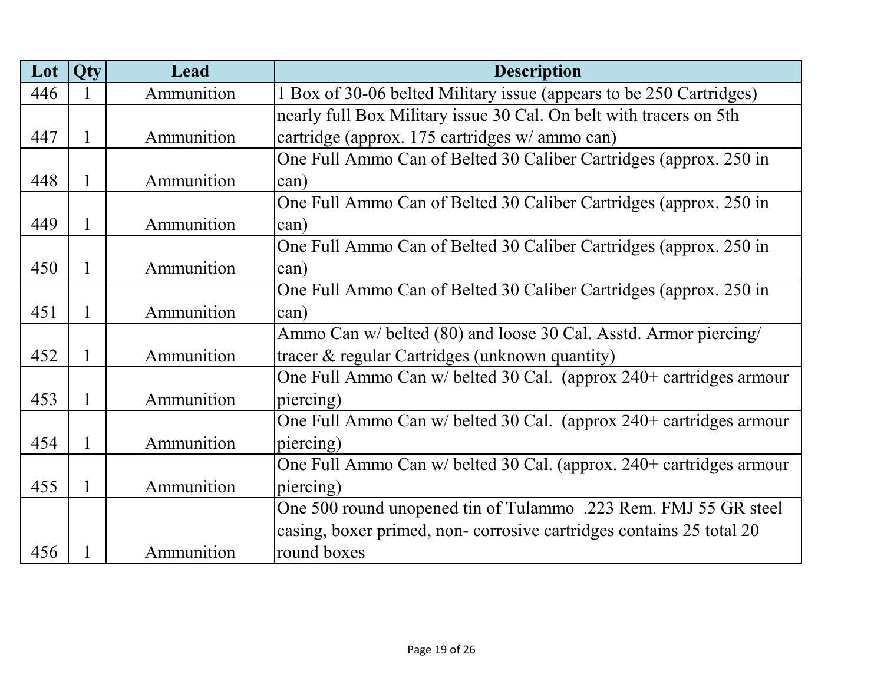| Lot | Qty | Lead | Description |
|---|---|---|---|
| 446 | 1 | Ammunition | 1 Box of 30-06 belted Military issue (appears to be 250 Cartridges) |
| 447 | 1 | Ammunition | nearly full Box Military issue 30 Cal. On belt with tracers on 5th cartridge (approx. 175 cartridges w/ ammo can) |
| 448 | 1 | Ammunition | One Full Ammo Can of Belted 30 Caliber Cartridges (approx. 250 in can) |
| 449 | 1 | Ammunition | One Full Ammo Can of Belted 30 Caliber Cartridges (approx. 250 in can) |
| 450 | 1 | Ammunition | One Full Ammo Can of Belted 30 Caliber Cartridges (approx. 250 in can) |
| 451 | 1 | Ammunition | One Full Ammo Can of Belted 30 Caliber Cartridges (approx. 250 in can) |
| 452 | 1 | Ammunition | Ammo Can w/ belted (80) and loose 30 Cal. Asstd. Armor piercing/ tracer & regular Cartridges (unknown quantity) |
| 453 | 1 | Ammunition | One Full Ammo Can w/ belted 30 Cal. (approx 240+ cartridges armour piercing) |
| 454 | 1 | Ammunition | One Full Ammo Can w/ belted 30 Cal. (approx 240+ cartridges armour piercing) |
| 455 | 1 | Ammunition | One Full Ammo Can w/ belted 30 Cal. (approx. 240+ cartridges armour piercing) |
| 456 | 1 | Ammunition | One 500 round unopened tin of Tulammo .223 Rem. FMJ 55 GR steel casing, boxer primed, non- corrosive cartridges contains 25 total 20 round boxes |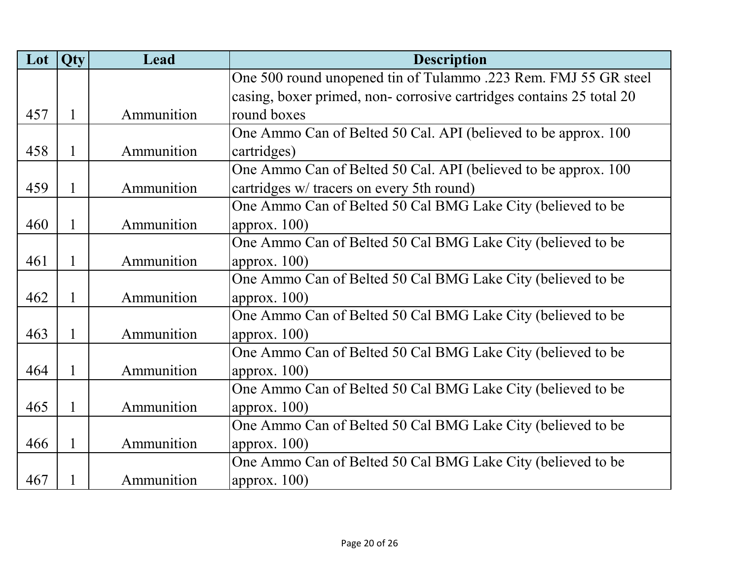| Lot | Qty | Lead | Description |
|---|---|---|---|
| 457 | 1 | Ammunition | One 500 round unopened tin of Tulammo .223 Rem. FMJ 55 GR steel casing, boxer primed, non- corrosive cartridges contains 25 total 20 round boxes |
| 458 | 1 | Ammunition | One Ammo Can of Belted 50 Cal. API (believed to be approx. 100 cartridges) |
| 459 | 1 | Ammunition | One Ammo Can of Belted 50 Cal. API (believed to be approx. 100 cartridges w/ tracers on every 5th round) |
| 460 | 1 | Ammunition | One Ammo Can of Belted 50 Cal BMG Lake City (believed to be approx. 100) |
| 461 | 1 | Ammunition | One Ammo Can of Belted 50 Cal BMG Lake City (believed to be approx. 100) |
| 462 | 1 | Ammunition | One Ammo Can of Belted 50 Cal BMG Lake City (believed to be approx. 100) |
| 463 | 1 | Ammunition | One Ammo Can of Belted 50 Cal BMG Lake City (believed to be approx. 100) |
| 464 | 1 | Ammunition | One Ammo Can of Belted 50 Cal BMG Lake City (believed to be approx. 100) |
| 465 | 1 | Ammunition | One Ammo Can of Belted 50 Cal BMG Lake City (believed to be approx. 100) |
| 466 | 1 | Ammunition | One Ammo Can of Belted 50 Cal BMG Lake City (believed to be approx. 100) |
| 467 | 1 | Ammunition | One Ammo Can of Belted 50 Cal BMG Lake City (believed to be approx. 100) |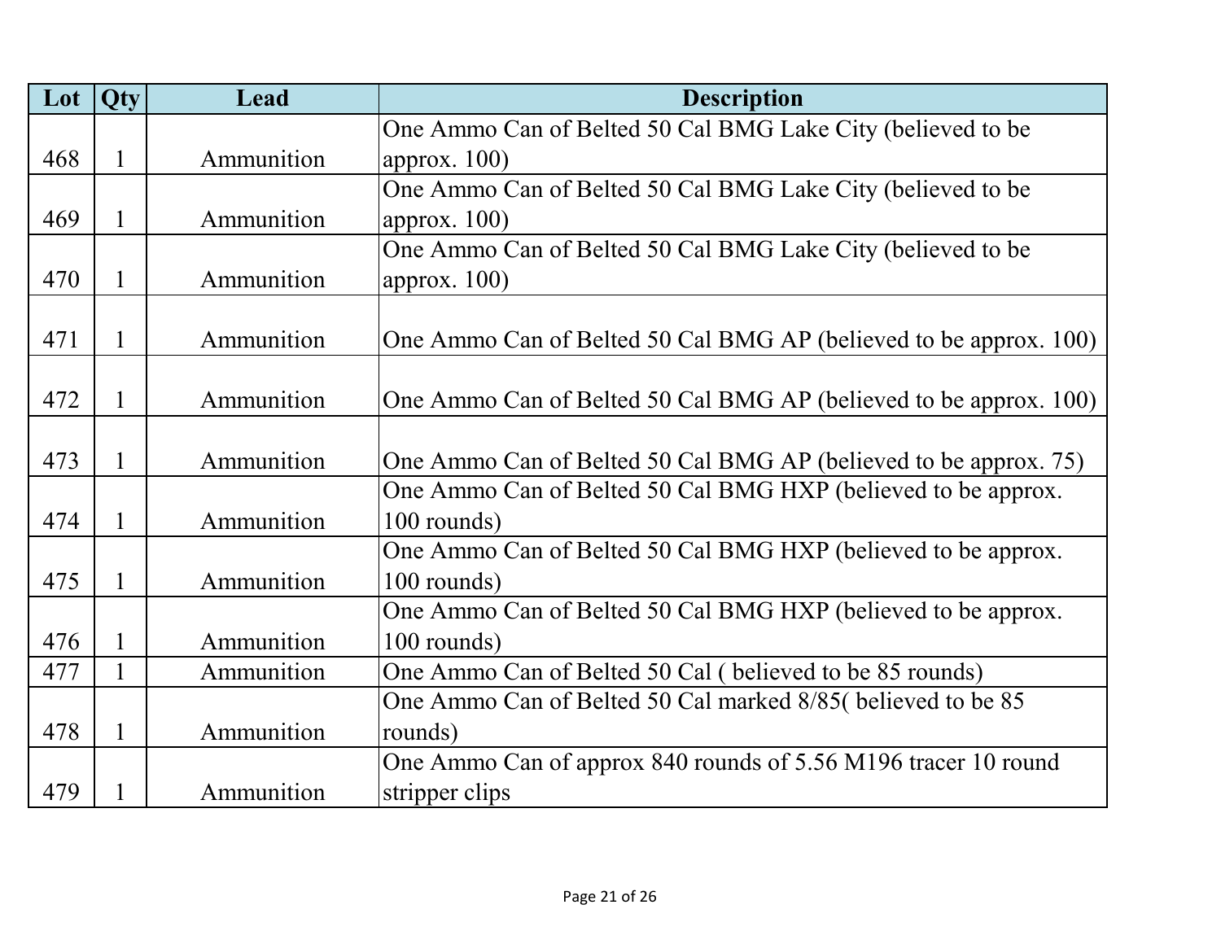| Lot | Qty | Lead | Description |
|---|---|---|---|
| 468 | 1 | Ammunition | One Ammo Can of Belted 50 Cal BMG Lake City (believed to be approx. 100) |
| 469 | 1 | Ammunition | One Ammo Can of Belted 50 Cal BMG Lake City (believed to be approx. 100) |
| 470 | 1 | Ammunition | One Ammo Can of Belted 50 Cal BMG Lake City (believed to be approx. 100) |
| 471 | 1 | Ammunition | One Ammo Can of Belted 50 Cal BMG AP (believed to be approx. 100) |
| 472 | 1 | Ammunition | One Ammo Can of Belted 50 Cal BMG AP (believed to be approx. 100) |
| 473 | 1 | Ammunition | One Ammo Can of Belted 50 Cal BMG AP (believed to be approx. 75) |
| 474 | 1 | Ammunition | One Ammo Can of Belted 50 Cal BMG HXP (believed to be approx. 100 rounds) |
| 475 | 1 | Ammunition | One Ammo Can of Belted 50 Cal BMG HXP (believed to be approx. 100 rounds) |
| 476 | 1 | Ammunition | One Ammo Can of Belted 50 Cal BMG HXP (believed to be approx. 100 rounds) |
| 477 | 1 | Ammunition | One Ammo Can of Belted 50 Cal ( believed to be 85 rounds) |
| 478 | 1 | Ammunition | One Ammo Can of Belted 50 Cal marked 8/85( believed to be 85 rounds) |
| 479 | 1 | Ammunition | One Ammo Can of approx 840 rounds of 5.56 M196 tracer 10 round stripper clips |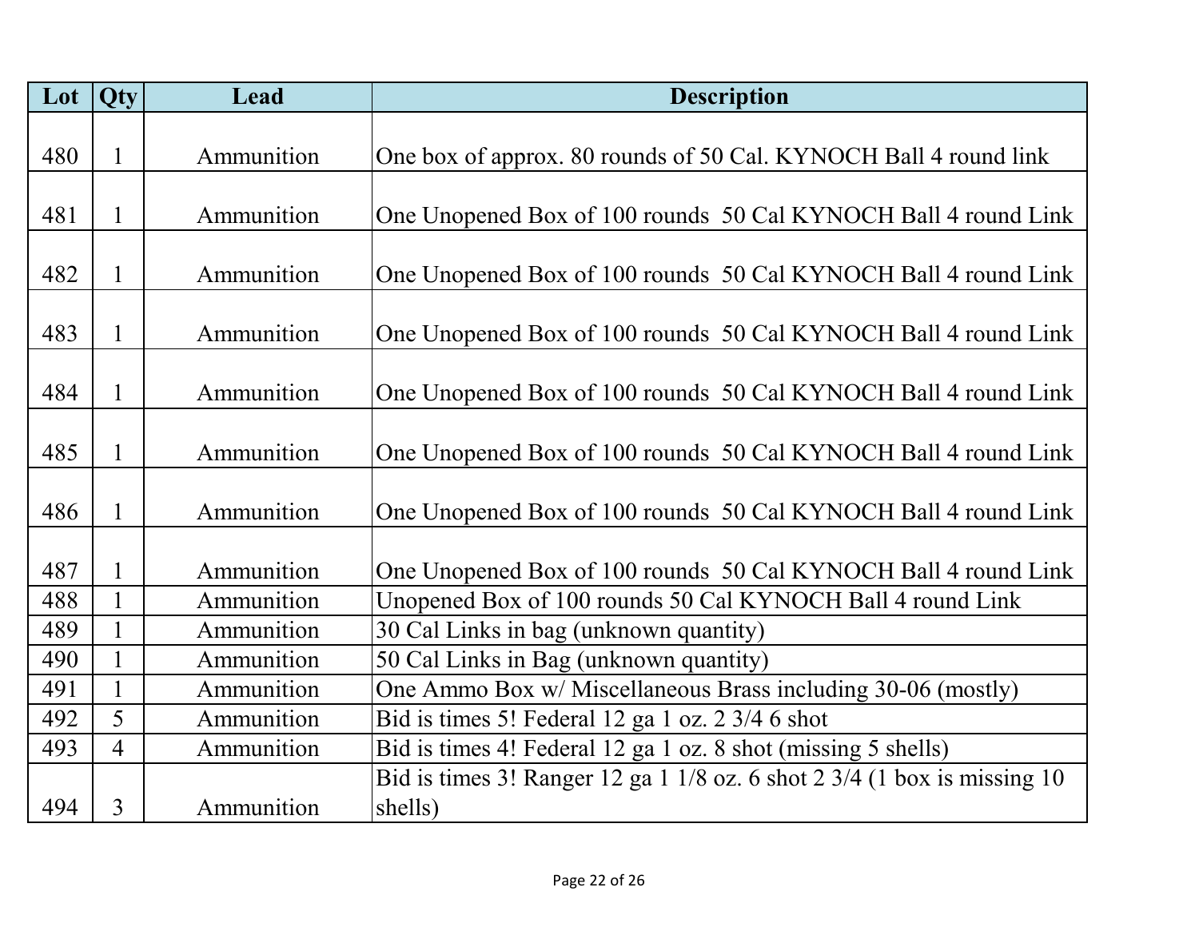| Lot | Qty | Lead | Description |
|---|---|---|---|
| 480 | 1 | Ammunition | One box of approx. 80 rounds of 50 Cal. KYNOCH Ball 4 round link |
| 481 | 1 | Ammunition | One Unopened Box of 100 rounds 50 Cal KYNOCH Ball 4 round Link |
| 482 | 1 | Ammunition | One Unopened Box of 100 rounds 50 Cal KYNOCH Ball 4 round Link |
| 483 | 1 | Ammunition | One Unopened Box of 100 rounds 50 Cal KYNOCH Ball 4 round Link |
| 484 | 1 | Ammunition | One Unopened Box of 100 rounds 50 Cal KYNOCH Ball 4 round Link |
| 485 | 1 | Ammunition | One Unopened Box of 100 rounds 50 Cal KYNOCH Ball 4 round Link |
| 486 | 1 | Ammunition | One Unopened Box of 100 rounds 50 Cal KYNOCH Ball 4 round Link |
| 487 | 1 | Ammunition | One Unopened Box of 100 rounds 50 Cal KYNOCH Ball 4 round Link |
| 488 | 1 | Ammunition | Unopened Box of 100 rounds 50 Cal KYNOCH Ball 4 round Link |
| 489 | 1 | Ammunition | 30 Cal Links in bag (unknown quantity) |
| 490 | 1 | Ammunition | 50 Cal Links in Bag (unknown quantity) |
| 491 | 1 | Ammunition | One Ammo Box w/ Miscellaneous Brass including 30-06 (mostly) |
| 492 | 5 | Ammunition | Bid is times 5! Federal 12 ga 1 oz. 2 3/4 6 shot |
| 493 | 4 | Ammunition | Bid is times 4! Federal 12 ga 1 oz. 8 shot (missing 5 shells) |
| 494 | 3 | Ammunition | Bid is times 3! Ranger 12 ga 1 1/8 oz. 6 shot 2 3/4 (1 box is missing 10 shells) |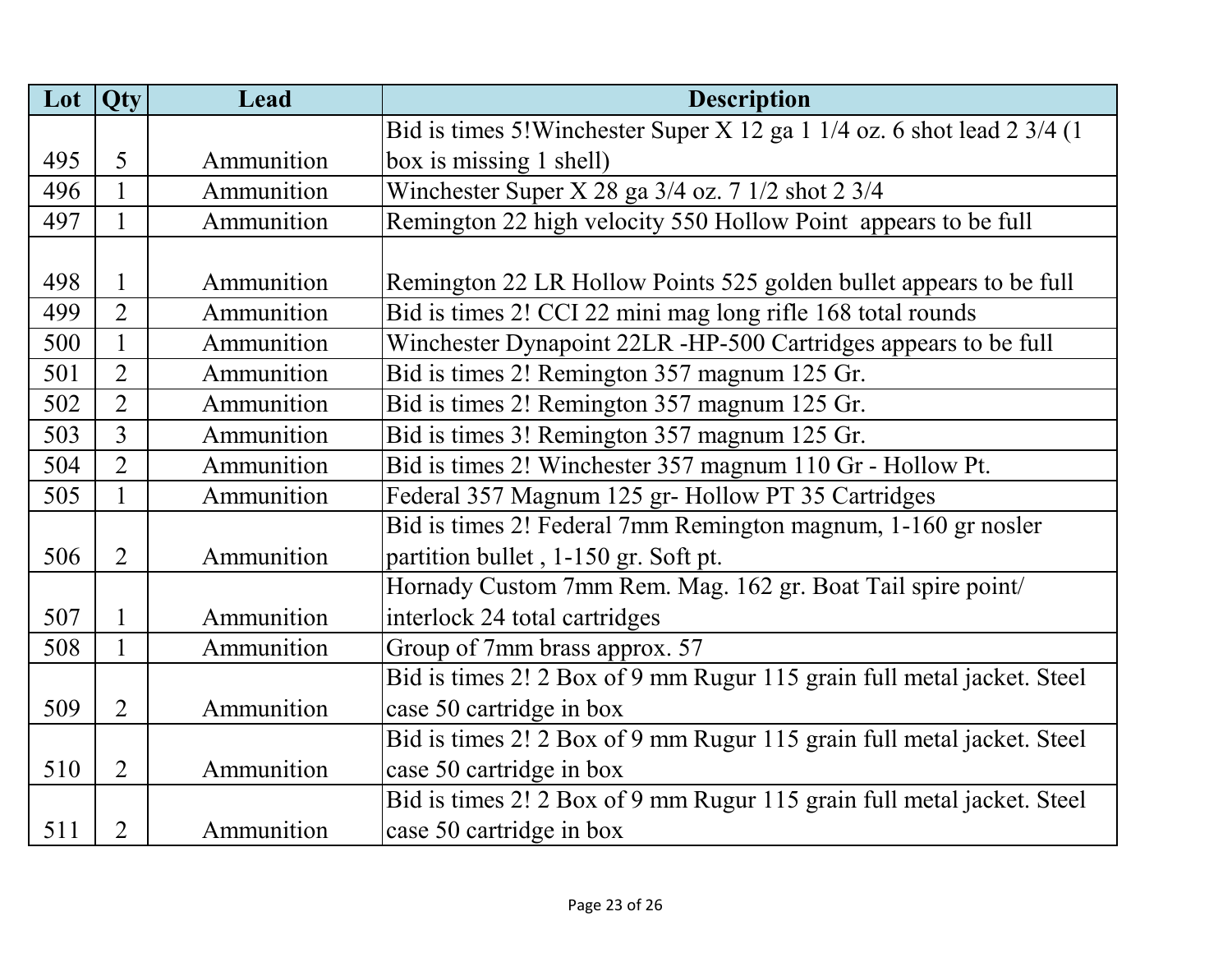| Lot | Qty | Lead | Description |
|---|---|---|---|
| 495 | 5 | Ammunition | Bid is times 5!Winchester Super X 12 ga 1 1/4 oz. 6 shot lead 2 3/4 (1 box is missing 1 shell) |
| 496 | 1 | Ammunition | Winchester Super X 28 ga 3/4 oz. 7 1/2 shot 2 3/4 |
| 497 | 1 | Ammunition | Remington 22 high velocity 550 Hollow Point appears to be full |
| 498 | 1 | Ammunition | Remington 22 LR Hollow Points 525 golden bullet appears to be full |
| 499 | 2 | Ammunition | Bid is times 2! CCI 22 mini mag long rifle 168 total rounds |
| 500 | 1 | Ammunition | Winchester Dynapoint 22LR -HP-500 Cartridges appears to be full |
| 501 | 2 | Ammunition | Bid is times 2! Remington 357 magnum 125 Gr. |
| 502 | 2 | Ammunition | Bid is times 2! Remington 357 magnum 125 Gr. |
| 503 | 3 | Ammunition | Bid is times 3! Remington 357 magnum 125 Gr. |
| 504 | 2 | Ammunition | Bid is times 2! Winchester 357 magnum 110 Gr - Hollow Pt. |
| 505 | 1 | Ammunition | Federal 357 Magnum 125 gr- Hollow PT 35 Cartridges |
| 506 | 2 | Ammunition | Bid is times 2! Federal 7mm Remington magnum, 1-160 gr nosler partition bullet , 1-150 gr. Soft pt. |
| 507 | 1 | Ammunition | Hornady Custom 7mm Rem. Mag. 162 gr. Boat Tail spire point/ interlock 24 total cartridges |
| 508 | 1 | Ammunition | Group of 7mm brass approx. 57 |
| 509 | 2 | Ammunition | Bid is times 2! 2 Box of 9 mm Rugur 115 grain full metal jacket. Steel case 50 cartridge in box |
| 510 | 2 | Ammunition | Bid is times 2! 2 Box of 9 mm Rugur 115 grain full metal jacket. Steel case 50 cartridge in box |
| 511 | 2 | Ammunition | Bid is times 2! 2 Box of 9 mm Rugur 115 grain full metal jacket. Steel case 50 cartridge in box |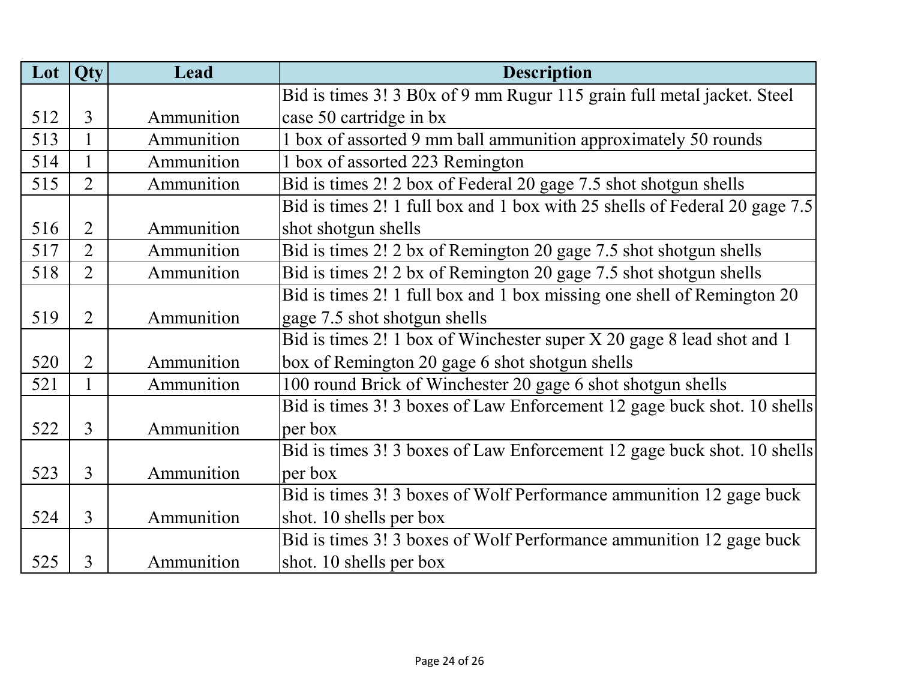| Lot | Qty | Lead | Description |
|---|---|---|---|
| 512 | 3 | Ammunition | Bid is times 3! 3 B0x of 9 mm Rugur 115 grain full metal jacket. Steel case 50 cartridge in bx |
| 513 | 1 | Ammunition | 1 box of assorted 9 mm ball ammunition approximately 50 rounds |
| 514 | 1 | Ammunition | 1 box of assorted 223 Remington |
| 515 | 2 | Ammunition | Bid is times 2! 2 box of Federal 20 gage 7.5 shot shotgun shells |
| 516 | 2 | Ammunition | Bid is times 2! 1 full box and 1 box with 25 shells of Federal 20 gage 7.5 shot shotgun shells |
| 517 | 2 | Ammunition | Bid is times 2! 2 bx of Remington 20 gage 7.5 shot shotgun shells |
| 518 | 2 | Ammunition | Bid is times 2! 2 bx of Remington 20 gage 7.5 shot shotgun shells |
| 519 | 2 | Ammunition | Bid is times 2! 1 full box and 1 box missing one shell of Remington 20 gage 7.5 shot shotgun shells |
| 520 | 2 | Ammunition | Bid is times 2! 1 box of Winchester super X 20 gage 8 lead shot and 1 box of Remington 20 gage 6 shot shotgun shells |
| 521 | 1 | Ammunition | 100 round Brick of Winchester 20 gage 6 shot shotgun shells |
| 522 | 3 | Ammunition | Bid is times 3! 3 boxes of Law Enforcement 12 gage buck shot. 10 shells per box |
| 523 | 3 | Ammunition | Bid is times 3! 3 boxes of Law Enforcement 12 gage buck shot. 10 shells per box |
| 524 | 3 | Ammunition | Bid is times 3! 3 boxes of Wolf Performance ammunition 12 gage buck shot. 10 shells per box |
| 525 | 3 | Ammunition | Bid is times 3! 3 boxes of Wolf Performance ammunition 12 gage buck shot. 10 shells per box |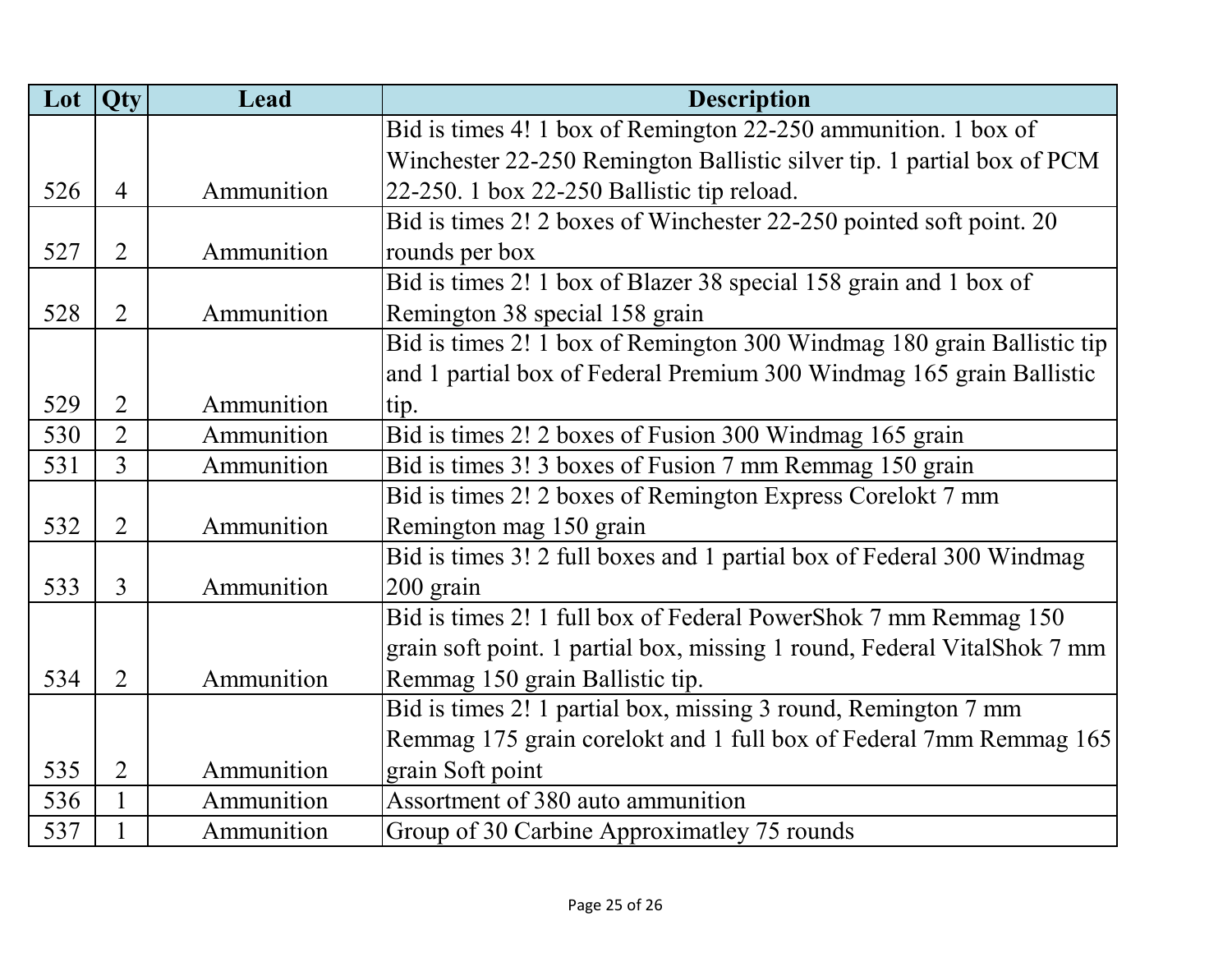| Lot | Qty | Lead | Description |
|---|---|---|---|
| 526 | 4 | Ammunition | Bid is times 4! 1 box of Remington 22-250 ammunition. 1 box of Winchester 22-250 Remington Ballistic silver tip. 1 partial box of PCM 22-250. 1 box 22-250 Ballistic tip reload. |
| 527 | 2 | Ammunition | Bid is times 2! 2 boxes of Winchester 22-250 pointed soft point. 20 rounds per box |
| 528 | 2 | Ammunition | Bid is times 2! 1 box of Blazer 38 special 158 grain and 1 box of Remington 38 special 158 grain |
| 529 | 2 | Ammunition | Bid is times 2! 1 box of Remington 300 Windmag 180 grain Ballistic tip and 1 partial box of Federal Premium 300 Windmag 165 grain Ballistic tip. |
| 530 | 2 | Ammunition | Bid is times 2! 2 boxes of Fusion 300 Windmag 165 grain |
| 531 | 3 | Ammunition | Bid is times 3! 3 boxes of Fusion 7 mm Remmag 150 grain |
| 532 | 2 | Ammunition | Bid is times 2! 2 boxes of Remington Express Corelokt 7 mm Remington mag 150 grain |
| 533 | 3 | Ammunition | Bid is times 3! 2 full boxes and 1 partial box of Federal 300 Windmag 200 grain |
| 534 | 2 | Ammunition | Bid is times 2! 1 full box of Federal PowerShok 7 mm Remmag 150 grain soft point. 1 partial box, missing 1 round, Federal VitalShok 7 mm Remmag 150 grain Ballistic tip. |
| 535 | 2 | Ammunition | Bid is times 2! 1 partial box, missing 3 round, Remington 7 mm Remmag 175 grain corelokt and 1 full box of Federal 7mm Remmag 165 grain Soft point |
| 536 | 1 | Ammunition | Assortment of 380 auto ammunition |
| 537 | 1 | Ammunition | Group of 30 Carbine Approximatley 75 rounds |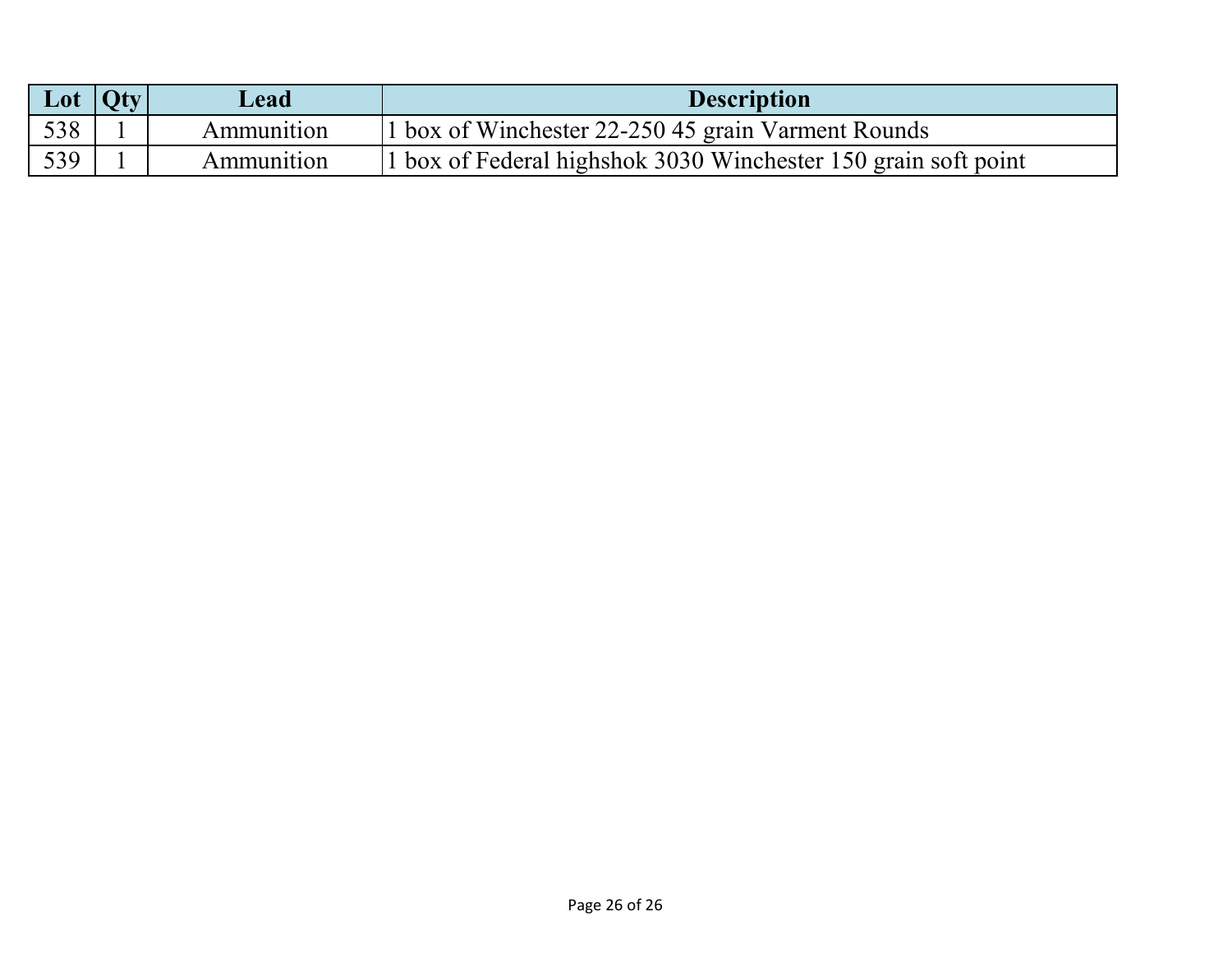| Lot | Qty | Lead | Description |
|---|---|---|---|
| 538 | 1 | Ammunition | 1 box of Winchester 22-250 45 grain Varment Rounds |
| 539 | 1 | Ammunition | 1 box of Federal highshok 3030 Winchester 150 grain soft point |